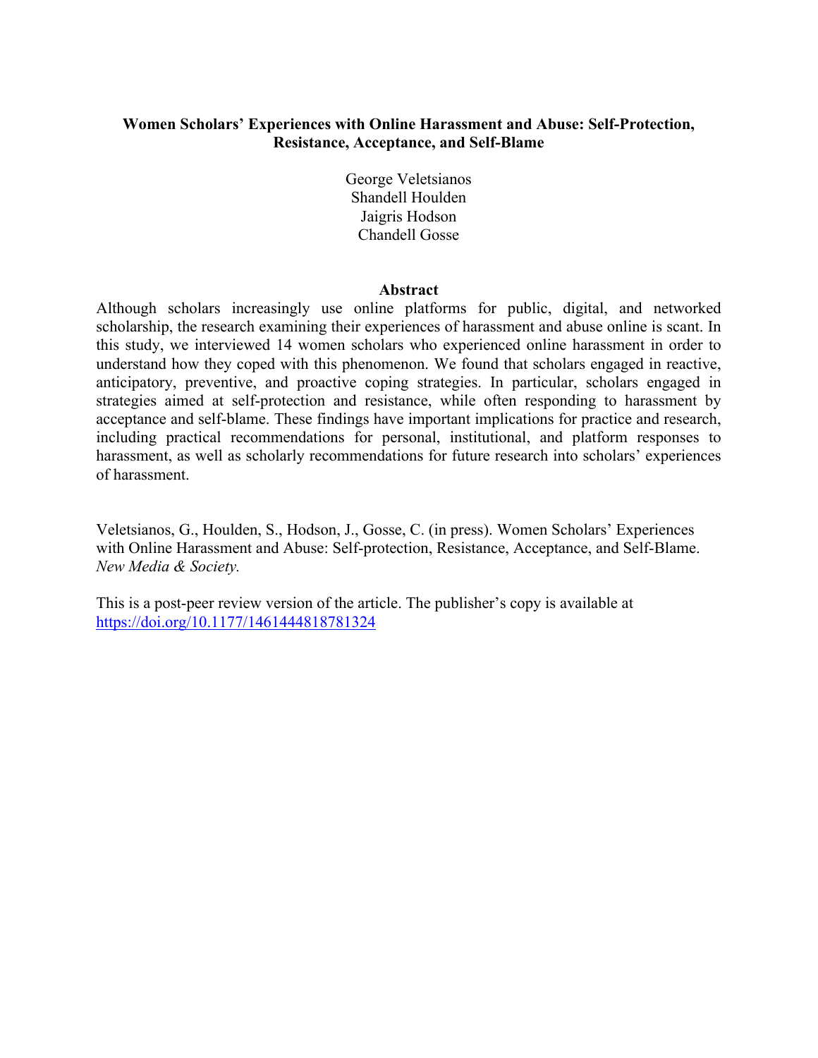# Women Scholars' Experiences with Online Harassment and Abuse: Self-Protection, Resistance, Acceptance, and Self-Blame

George Veletsianos
Shandell Houlden
Jaigris Hodson
Chandell Gosse

## Abstract

Although scholars increasingly use online platforms for public, digital, and networked scholarship, the research examining their experiences of harassment and abuse online is scant. In this study, we interviewed 14 women scholars who experienced online harassment in order to understand how they coped with this phenomenon. We found that scholars engaged in reactive, anticipatory, preventive, and proactive coping strategies. In particular, scholars engaged in strategies aimed at self-protection and resistance, while often responding to harassment by acceptance and self-blame. These findings have important implications for practice and research, including practical recommendations for personal, institutional, and platform responses to harassment, as well as scholarly recommendations for future research into scholars' experiences of harassment.

Veletsianos, G., Houlden, S., Hodson, J., Gosse, C. (in press). Women Scholars' Experiences with Online Harassment and Abuse: Self-protection, Resistance, Acceptance, and Self-Blame. *New Media & Society.*

This is a post-peer review version of the article. The publisher's copy is available at [https://doi.org/10.1177/1461444818781324](https://doi.org/10.1177/1461444818781324)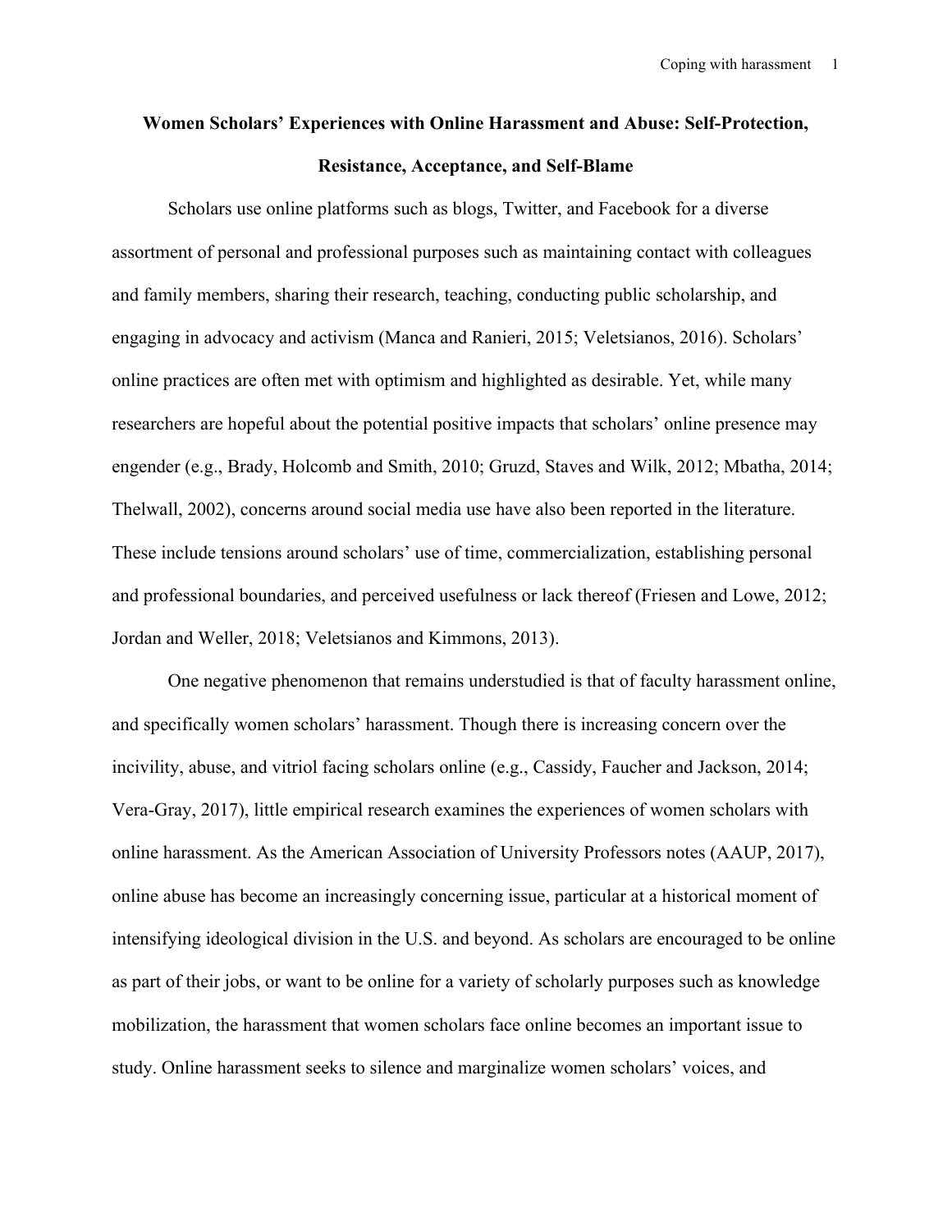# Women Scholars' Experiences with Online Harassment and Abuse: Self-Protection, Resistance, Acceptance, and Self-Blame

Scholars use online platforms such as blogs, Twitter, and Facebook for a diverse assortment of personal and professional purposes such as maintaining contact with colleagues and family members, sharing their research, teaching, conducting public scholarship, and engaging in advocacy and activism (Manca and Ranieri, 2015; Veletsianos, 2016). Scholars' online practices are often met with optimism and highlighted as desirable. Yet, while many researchers are hopeful about the potential positive impacts that scholars' online presence may engender (e.g., Brady, Holcomb and Smith, 2010; Gruzd, Staves and Wilk, 2012; Mbatha, 2014; Thelwall, 2002), concerns around social media use have also been reported in the literature. These include tensions around scholars' use of time, commercialization, establishing personal and professional boundaries, and perceived usefulness or lack thereof (Friesen and Lowe, 2012; Jordan and Weller, 2018; Veletsianos and Kimmons, 2013).

One negative phenomenon that remains understudied is that of faculty harassment online, and specifically women scholars' harassment. Though there is increasing concern over the incivility, abuse, and vitriol facing scholars online (e.g., Cassidy, Faucher and Jackson, 2014; Vera-Gray, 2017), little empirical research examines the experiences of women scholars with online harassment. As the American Association of University Professors notes (AAUP, 2017), online abuse has become an increasingly concerning issue, particular at a historical moment of intensifying ideological division in the U.S. and beyond. As scholars are encouraged to be online as part of their jobs, or want to be online for a variety of scholarly purposes such as knowledge mobilization, the harassment that women scholars face online becomes an important issue to study. Online harassment seeks to silence and marginalize women scholars' voices, and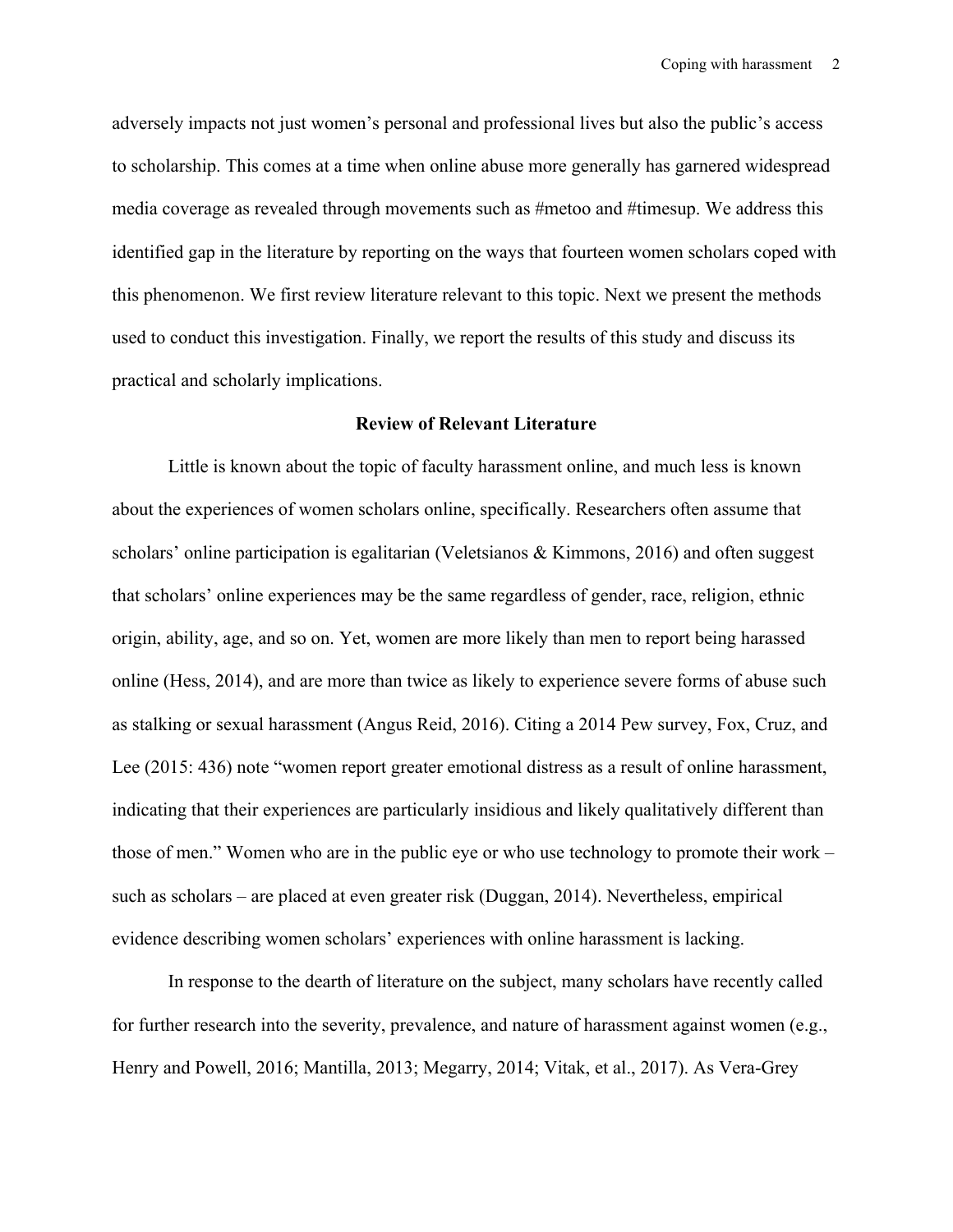adversely impacts not just women's personal and professional lives but also the public's access to scholarship. This comes at a time when online abuse more generally has garnered widespread media coverage as revealed through movements such as #metoo and #timesup. We address this identified gap in the literature by reporting on the ways that fourteen women scholars coped with this phenomenon. We first review literature relevant to this topic. Next we present the methods used to conduct this investigation. Finally, we report the results of this study and discuss its practical and scholarly implications.

## Review of Relevant Literature

Little is known about the topic of faculty harassment online, and much less is known about the experiences of women scholars online, specifically. Researchers often assume that scholars' online participation is egalitarian (Veletsianos & Kimmons, 2016) and often suggest that scholars' online experiences may be the same regardless of gender, race, religion, ethnic origin, ability, age, and so on. Yet, women are more likely than men to report being harassed online (Hess, 2014), and are more than twice as likely to experience severe forms of abuse such as stalking or sexual harassment (Angus Reid, 2016). Citing a 2014 Pew survey, Fox, Cruz, and Lee (2015: 436) note "women report greater emotional distress as a result of online harassment, indicating that their experiences are particularly insidious and likely qualitatively different than those of men." Women who are in the public eye or who use technology to promote their work – such as scholars – are placed at even greater risk (Duggan, 2014). Nevertheless, empirical evidence describing women scholars' experiences with online harassment is lacking.

In response to the dearth of literature on the subject, many scholars have recently called for further research into the severity, prevalence, and nature of harassment against women (e.g., Henry and Powell, 2016; Mantilla, 2013; Megarry, 2014; Vitak, et al., 2017). As Vera-Grey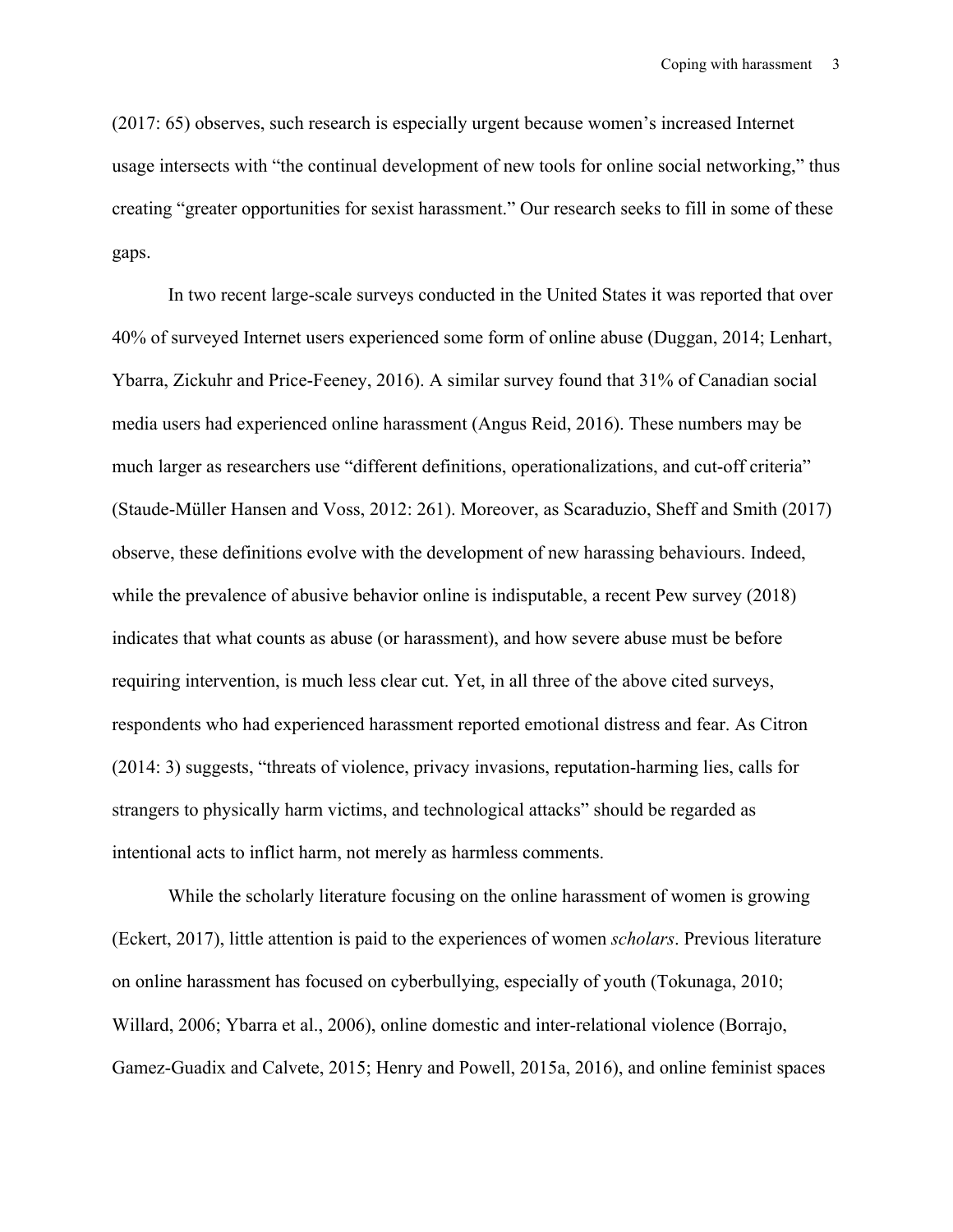(2017: 65) observes, such research is especially urgent because women's increased Internet usage intersects with "the continual development of new tools for online social networking," thus creating "greater opportunities for sexist harassment." Our research seeks to fill in some of these gaps.

In two recent large-scale surveys conducted in the United States it was reported that over 40% of surveyed Internet users experienced some form of online abuse (Duggan, 2014; Lenhart, Ybarra, Zickuhr and Price-Feeney, 2016). A similar survey found that 31% of Canadian social media users had experienced online harassment (Angus Reid, 2016). These numbers may be much larger as researchers use "different definitions, operationalizations, and cut-off criteria" (Staude-Müller Hansen and Voss, 2012: 261). Moreover, as Scaraduzio, Sheff and Smith (2017) observe, these definitions evolve with the development of new harassing behaviours. Indeed, while the prevalence of abusive behavior online is indisputable, a recent Pew survey (2018) indicates that what counts as abuse (or harassment), and how severe abuse must be before requiring intervention, is much less clear cut. Yet, in all three of the above cited surveys, respondents who had experienced harassment reported emotional distress and fear. As Citron (2014: 3) suggests, "threats of violence, privacy invasions, reputation-harming lies, calls for strangers to physically harm victims, and technological attacks" should be regarded as intentional acts to inflict harm, not merely as harmless comments.

While the scholarly literature focusing on the online harassment of women is growing (Eckert, 2017), little attention is paid to the experiences of women *scholars*. Previous literature on online harassment has focused on cyberbullying, especially of youth (Tokunaga, 2010; Willard, 2006; Ybarra et al., 2006), online domestic and inter-relational violence (Borrajo, Gamez-Guadix and Calvete, 2015; Henry and Powell, 2015a, 2016), and online feminist spaces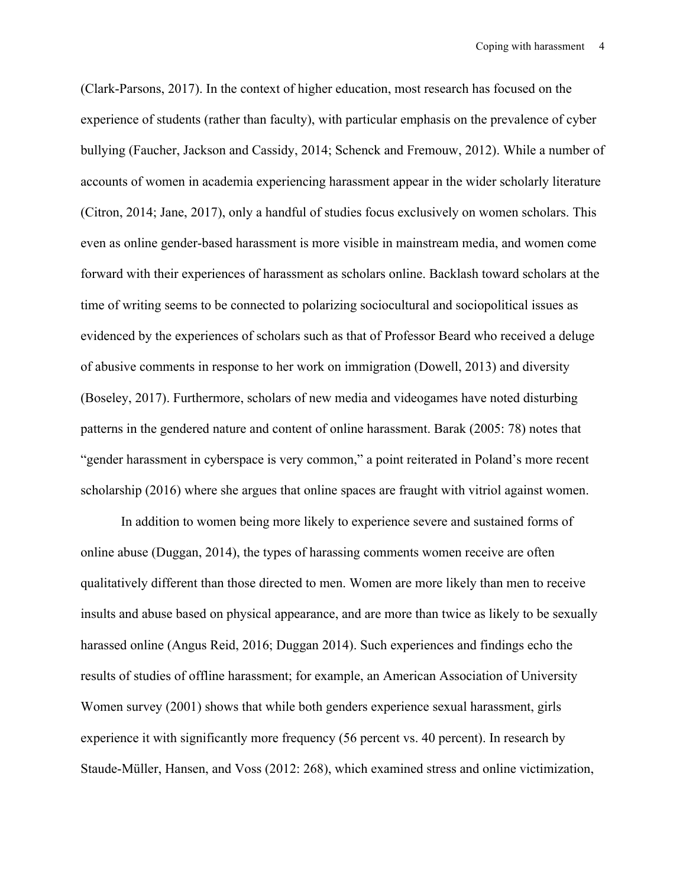(Clark-Parsons, 2017). In the context of higher education, most research has focused on the experience of students (rather than faculty), with particular emphasis on the prevalence of cyber bullying (Faucher, Jackson and Cassidy, 2014; Schenck and Fremouw, 2012). While a number of accounts of women in academia experiencing harassment appear in the wider scholarly literature (Citron, 2014; Jane, 2017), only a handful of studies focus exclusively on women scholars. This even as online gender-based harassment is more visible in mainstream media, and women come forward with their experiences of harassment as scholars online. Backlash toward scholars at the time of writing seems to be connected to polarizing sociocultural and sociopolitical issues as evidenced by the experiences of scholars such as that of Professor Beard who received a deluge of abusive comments in response to her work on immigration (Dowell, 2013) and diversity (Boseley, 2017). Furthermore, scholars of new media and videogames have noted disturbing patterns in the gendered nature and content of online harassment. Barak (2005: 78) notes that "gender harassment in cyberspace is very common," a point reiterated in Poland's more recent scholarship (2016) where she argues that online spaces are fraught with vitriol against women.

In addition to women being more likely to experience severe and sustained forms of online abuse (Duggan, 2014), the types of harassing comments women receive are often qualitatively different than those directed to men. Women are more likely than men to receive insults and abuse based on physical appearance, and are more than twice as likely to be sexually harassed online (Angus Reid, 2016; Duggan 2014). Such experiences and findings echo the results of studies of offline harassment; for example, an American Association of University Women survey (2001) shows that while both genders experience sexual harassment, girls experience it with significantly more frequency (56 percent vs. 40 percent). In research by Staude-Müller, Hansen, and Voss (2012: 268), which examined stress and online victimization,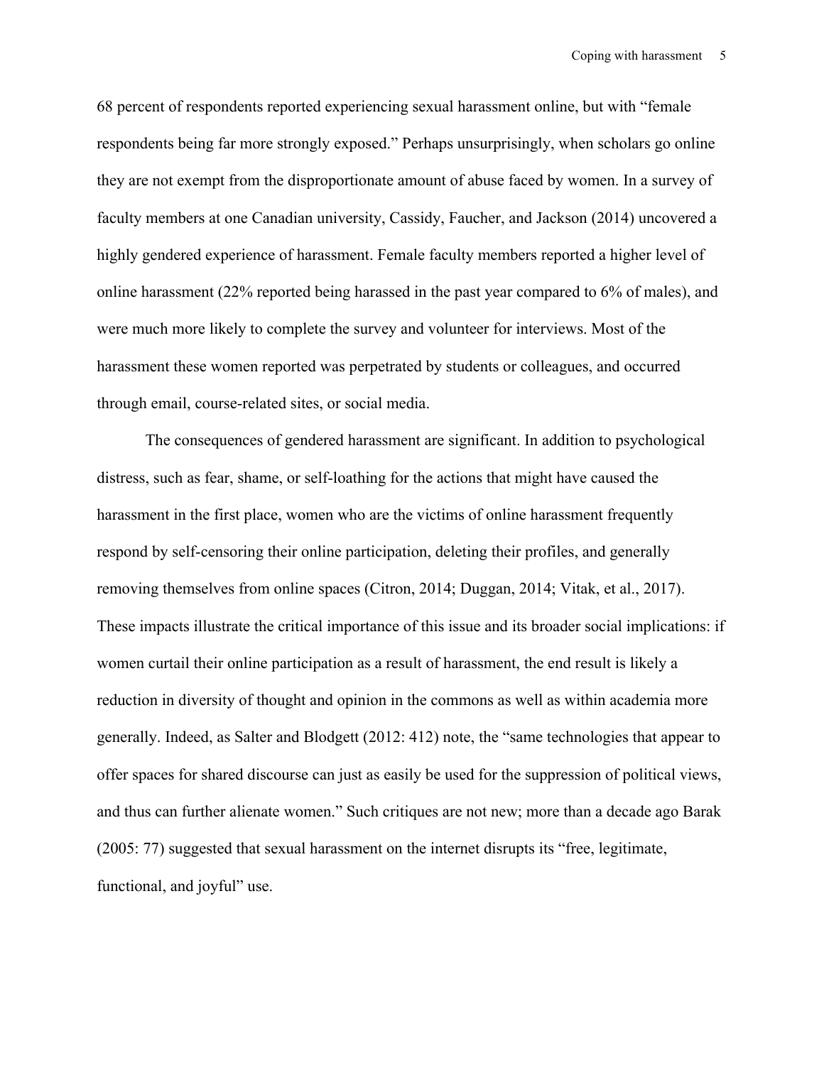68 percent of respondents reported experiencing sexual harassment online, but with “female respondents being far more strongly exposed.” Perhaps unsurprisingly, when scholars go online they are not exempt from the disproportionate amount of abuse faced by women. In a survey of faculty members at one Canadian university, Cassidy, Faucher, and Jackson (2014) uncovered a highly gendered experience of harassment. Female faculty members reported a higher level of online harassment (22% reported being harassed in the past year compared to 6% of males), and were much more likely to complete the survey and volunteer for interviews. Most of the harassment these women reported was perpetrated by students or colleagues, and occurred through email, course-related sites, or social media.

The consequences of gendered harassment are significant. In addition to psychological distress, such as fear, shame, or self-loathing for the actions that might have caused the harassment in the first place, women who are the victims of online harassment frequently respond by self-censoring their online participation, deleting their profiles, and generally removing themselves from online spaces (Citron, 2014; Duggan, 2014; Vitak, et al., 2017). These impacts illustrate the critical importance of this issue and its broader social implications: if women curtail their online participation as a result of harassment, the end result is likely a reduction in diversity of thought and opinion in the commons as well as within academia more generally. Indeed, as Salter and Blodgett (2012: 412) note, the “same technologies that appear to offer spaces for shared discourse can just as easily be used for the suppression of political views, and thus can further alienate women.” Such critiques are not new; more than a decade ago Barak (2005: 77) suggested that sexual harassment on the internet disrupts its “free, legitimate, functional, and joyful” use.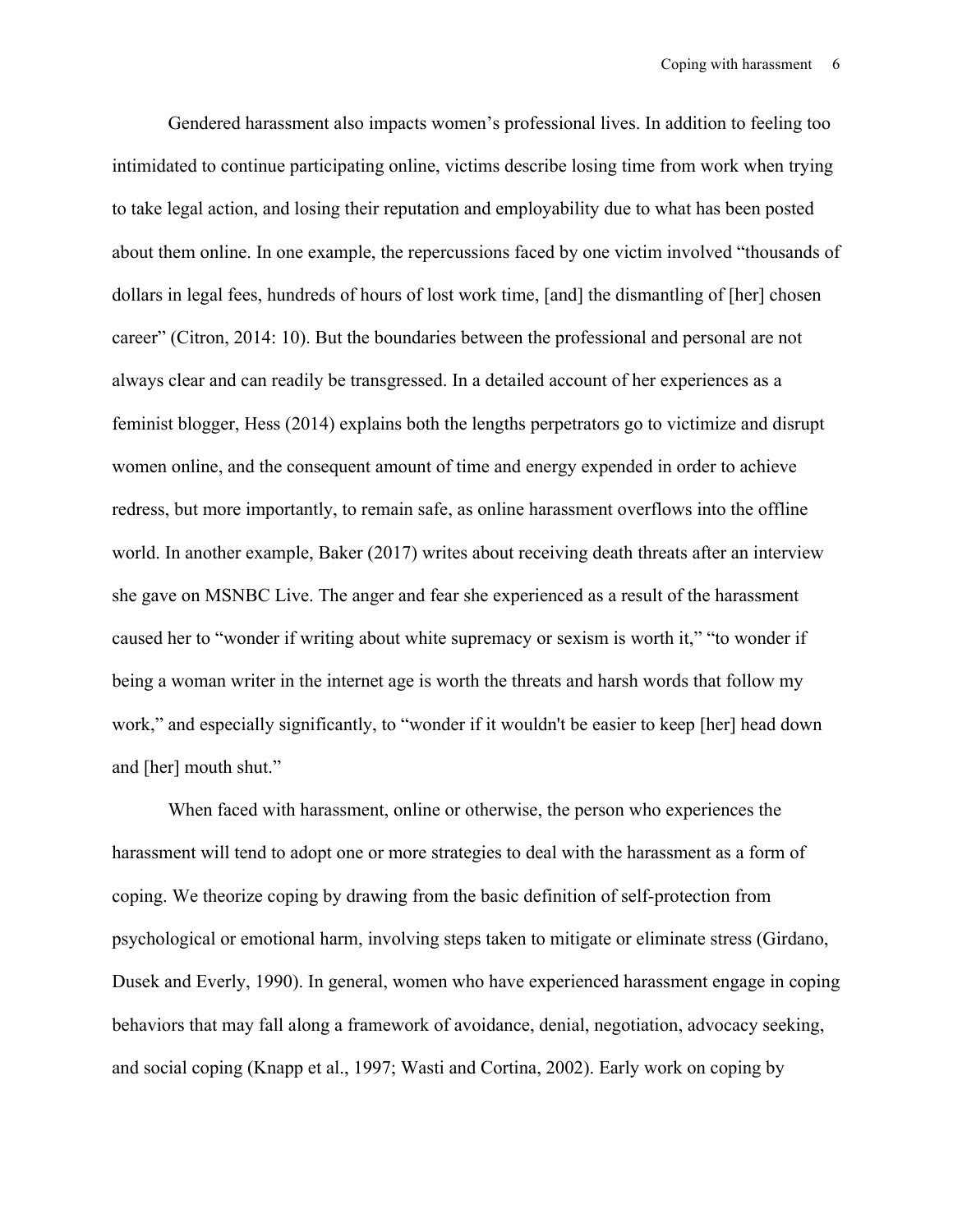Gendered harassment also impacts women's professional lives. In addition to feeling too intimidated to continue participating online, victims describe losing time from work when trying to take legal action, and losing their reputation and employability due to what has been posted about them online. In one example, the repercussions faced by one victim involved "thousands of dollars in legal fees, hundreds of hours of lost work time, [and] the dismantling of [her] chosen career" (Citron, 2014: 10). But the boundaries between the professional and personal are not always clear and can readily be transgressed. In a detailed account of her experiences as a feminist blogger, Hess (2014) explains both the lengths perpetrators go to victimize and disrupt women online, and the consequent amount of time and energy expended in order to achieve redress, but more importantly, to remain safe, as online harassment overflows into the offline world. In another example, Baker (2017) writes about receiving death threats after an interview she gave on MSNBC Live. The anger and fear she experienced as a result of the harassment caused her to "wonder if writing about white supremacy or sexism is worth it," "to wonder if being a woman writer in the internet age is worth the threats and harsh words that follow my work," and especially significantly, to "wonder if it wouldn't be easier to keep [her] head down and [her] mouth shut."

When faced with harassment, online or otherwise, the person who experiences the harassment will tend to adopt one or more strategies to deal with the harassment as a form of coping. We theorize coping by drawing from the basic definition of self-protection from psychological or emotional harm, involving steps taken to mitigate or eliminate stress (Girdano, Dusek and Everly, 1990). In general, women who have experienced harassment engage in coping behaviors that may fall along a framework of avoidance, denial, negotiation, advocacy seeking, and social coping (Knapp et al., 1997; Wasti and Cortina, 2002). Early work on coping by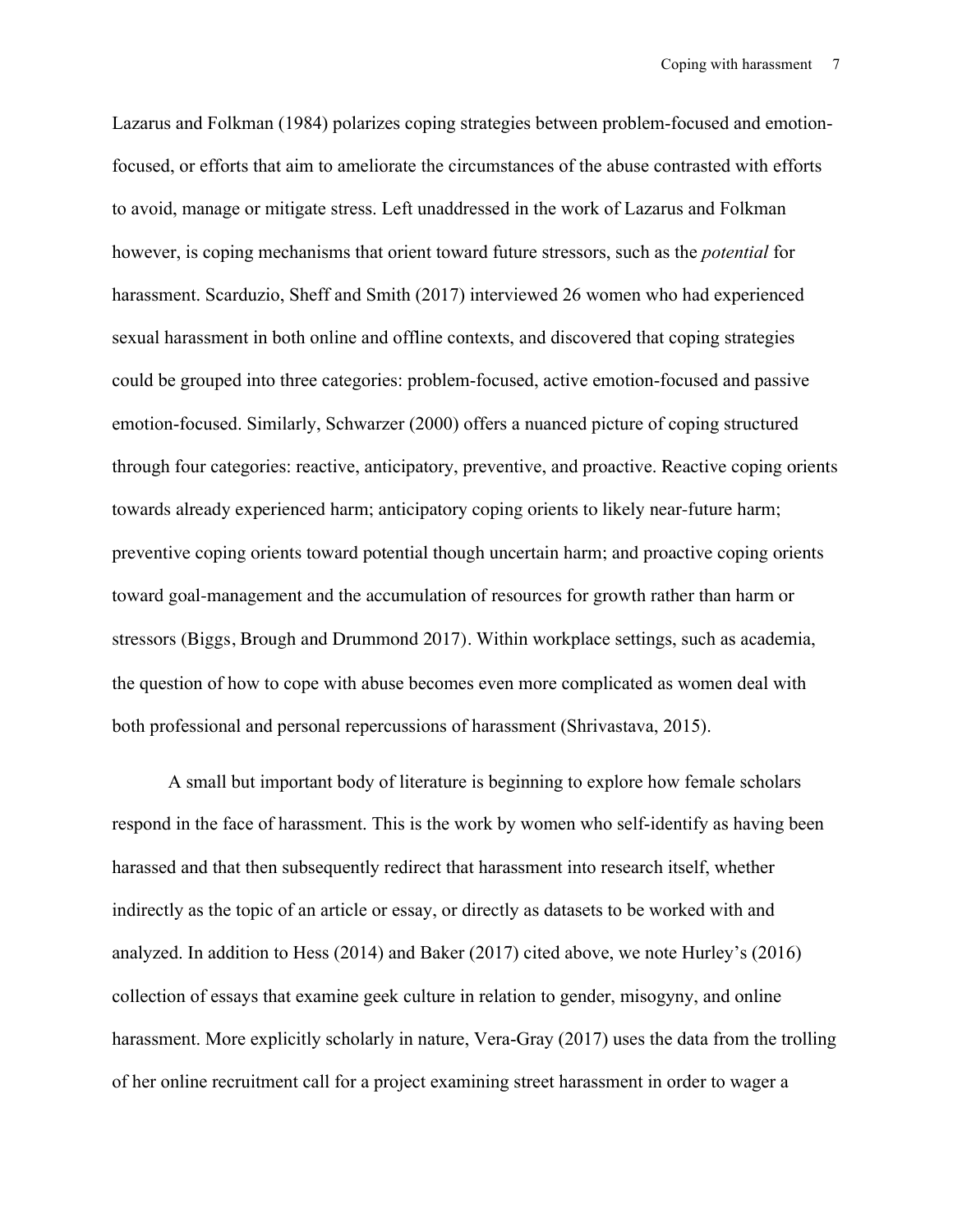Lazarus and Folkman (1984) polarizes coping strategies between problem-focused and emotion-focused, or efforts that aim to ameliorate the circumstances of the abuse contrasted with efforts to avoid, manage or mitigate stress. Left unaddressed in the work of Lazarus and Folkman however, is coping mechanisms that orient toward future stressors, such as the *potential* for harassment. Scarduzio, Sheff and Smith (2017) interviewed 26 women who had experienced sexual harassment in both online and offline contexts, and discovered that coping strategies could be grouped into three categories: problem-focused, active emotion-focused and passive emotion-focused. Similarly, Schwarzer (2000) offers a nuanced picture of coping structured through four categories: reactive, anticipatory, preventive, and proactive. Reactive coping orients towards already experienced harm; anticipatory coping orients to likely near-future harm; preventive coping orients toward potential though uncertain harm; and proactive coping orients toward goal-management and the accumulation of resources for growth rather than harm or stressors (Biggs, Brough and Drummond 2017). Within workplace settings, such as academia, the question of how to cope with abuse becomes even more complicated as women deal with both professional and personal repercussions of harassment (Shrivastava, 2015).

A small but important body of literature is beginning to explore how female scholars respond in the face of harassment. This is the work by women who self-identify as having been harassed and that then subsequently redirect that harassment into research itself, whether indirectly as the topic of an article or essay, or directly as datasets to be worked with and analyzed. In addition to Hess (2014) and Baker (2017) cited above, we note Hurley's (2016) collection of essays that examine geek culture in relation to gender, misogyny, and online harassment. More explicitly scholarly in nature, Vera-Gray (2017) uses the data from the trolling of her online recruitment call for a project examining street harassment in order to wager a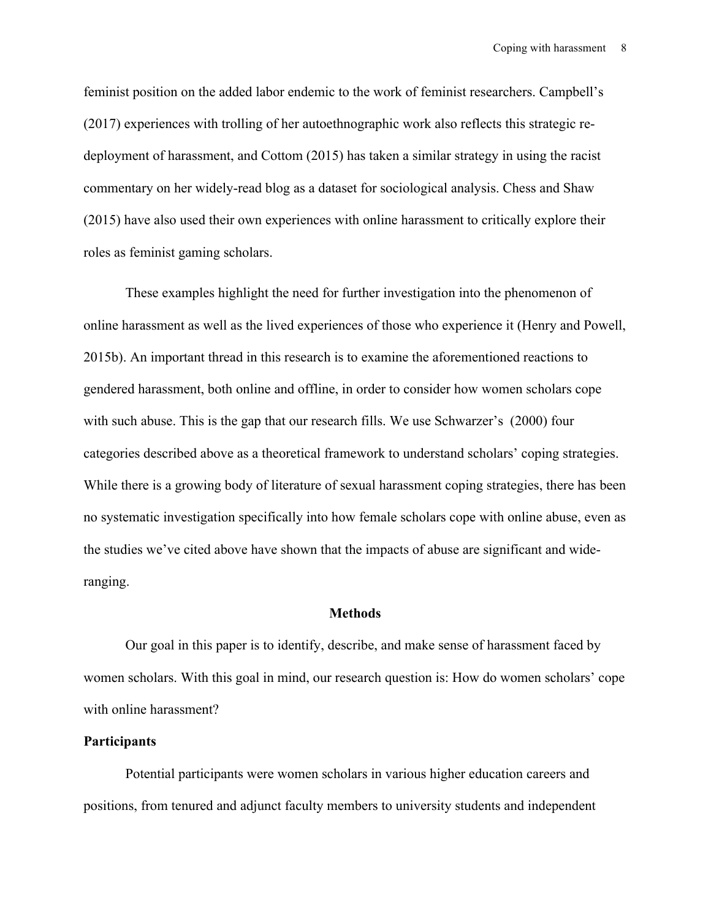feminist position on the added labor endemic to the work of feminist researchers. Campbell's (2017) experiences with trolling of her autoethnographic work also reflects this strategic re-deployment of harassment, and Cottom (2015) has taken a similar strategy in using the racist commentary on her widely-read blog as a dataset for sociological analysis. Chess and Shaw (2015) have also used their own experiences with online harassment to critically explore their roles as feminist gaming scholars.

These examples highlight the need for further investigation into the phenomenon of online harassment as well as the lived experiences of those who experience it (Henry and Powell, 2015b). An important thread in this research is to examine the aforementioned reactions to gendered harassment, both online and offline, in order to consider how women scholars cope with such abuse. This is the gap that our research fills. We use Schwarzer's (2000) four categories described above as a theoretical framework to understand scholars' coping strategies. While there is a growing body of literature of sexual harassment coping strategies, there has been no systematic investigation specifically into how female scholars cope with online abuse, even as the studies we've cited above have shown that the impacts of abuse are significant and wide-ranging.

## Methods

Our goal in this paper is to identify, describe, and make sense of harassment faced by women scholars. With this goal in mind, our research question is: How do women scholars' cope with online harassment?

### Participants

Potential participants were women scholars in various higher education careers and positions, from tenured and adjunct faculty members to university students and independent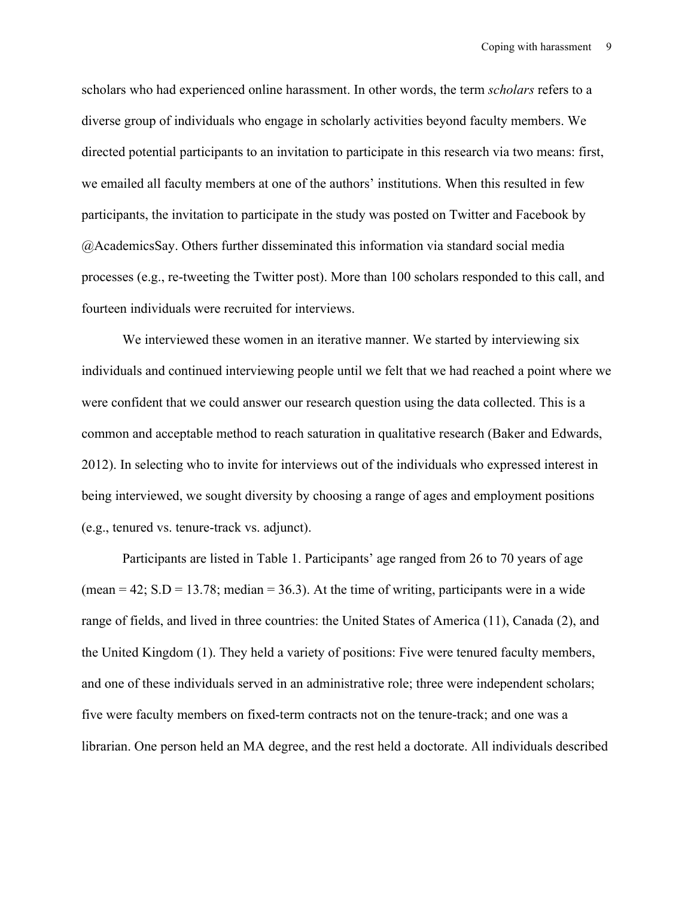scholars who had experienced online harassment. In other words, the term *scholars* refers to a diverse group of individuals who engage in scholarly activities beyond faculty members. We directed potential participants to an invitation to participate in this research via two means: first, we emailed all faculty members at one of the authors' institutions. When this resulted in few participants, the invitation to participate in the study was posted on Twitter and Facebook by @AcademicsSay. Others further disseminated this information via standard social media processes (e.g., re-tweeting the Twitter post). More than 100 scholars responded to this call, and fourteen individuals were recruited for interviews.

We interviewed these women in an iterative manner. We started by interviewing six individuals and continued interviewing people until we felt that we had reached a point where we were confident that we could answer our research question using the data collected. This is a common and acceptable method to reach saturation in qualitative research (Baker and Edwards, 2012). In selecting who to invite for interviews out of the individuals who expressed interest in being interviewed, we sought diversity by choosing a range of ages and employment positions (e.g., tenured vs. tenure-track vs. adjunct).

Participants are listed in Table 1. Participants' age ranged from 26 to 70 years of age (mean = 42; S.D = 13.78; median = 36.3). At the time of writing, participants were in a wide range of fields, and lived in three countries: the United States of America (11), Canada (2), and the United Kingdom (1). They held a variety of positions: Five were tenured faculty members, and one of these individuals served in an administrative role; three were independent scholars; five were faculty members on fixed-term contracts not on the tenure-track; and one was a librarian. One person held an MA degree, and the rest held a doctorate. All individuals described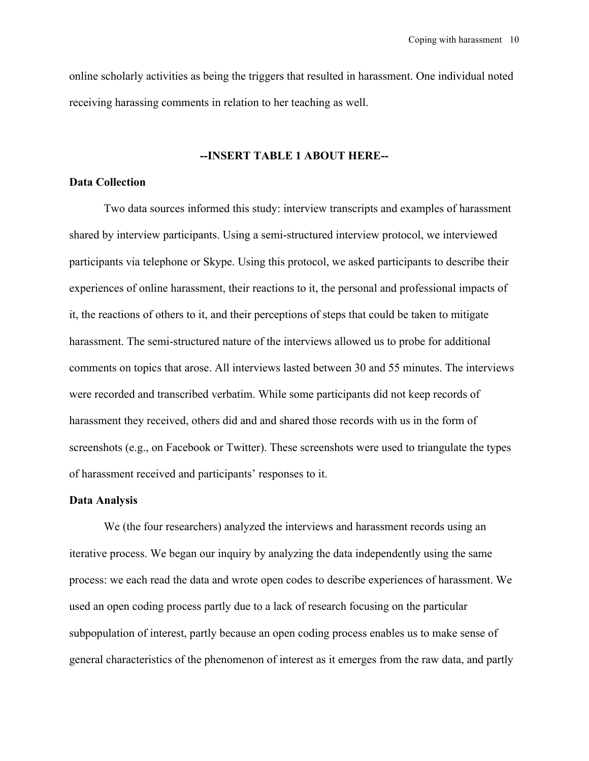online scholarly activities as being the triggers that resulted in harassment. One individual noted receiving harassing comments in relation to her teaching as well.

**--INSERT TABLE 1 ABOUT HERE--**

## Data Collection

Two data sources informed this study: interview transcripts and examples of harassment shared by interview participants. Using a semi-structured interview protocol, we interviewed participants via telephone or Skype. Using this protocol, we asked participants to describe their experiences of online harassment, their reactions to it, the personal and professional impacts of it, the reactions of others to it, and their perceptions of steps that could be taken to mitigate harassment. The semi-structured nature of the interviews allowed us to probe for additional comments on topics that arose. All interviews lasted between 30 and 55 minutes. The interviews were recorded and transcribed verbatim. While some participants did not keep records of harassment they received, others did and and shared those records with us in the form of screenshots (e.g., on Facebook or Twitter). These screenshots were used to triangulate the types of harassment received and participants' responses to it.

## Data Analysis

We (the four researchers) analyzed the interviews and harassment records using an iterative process. We began our inquiry by analyzing the data independently using the same process: we each read the data and wrote open codes to describe experiences of harassment. We used an open coding process partly due to a lack of research focusing on the particular subpopulation of interest, partly because an open coding process enables us to make sense of general characteristics of the phenomenon of interest as it emerges from the raw data, and partly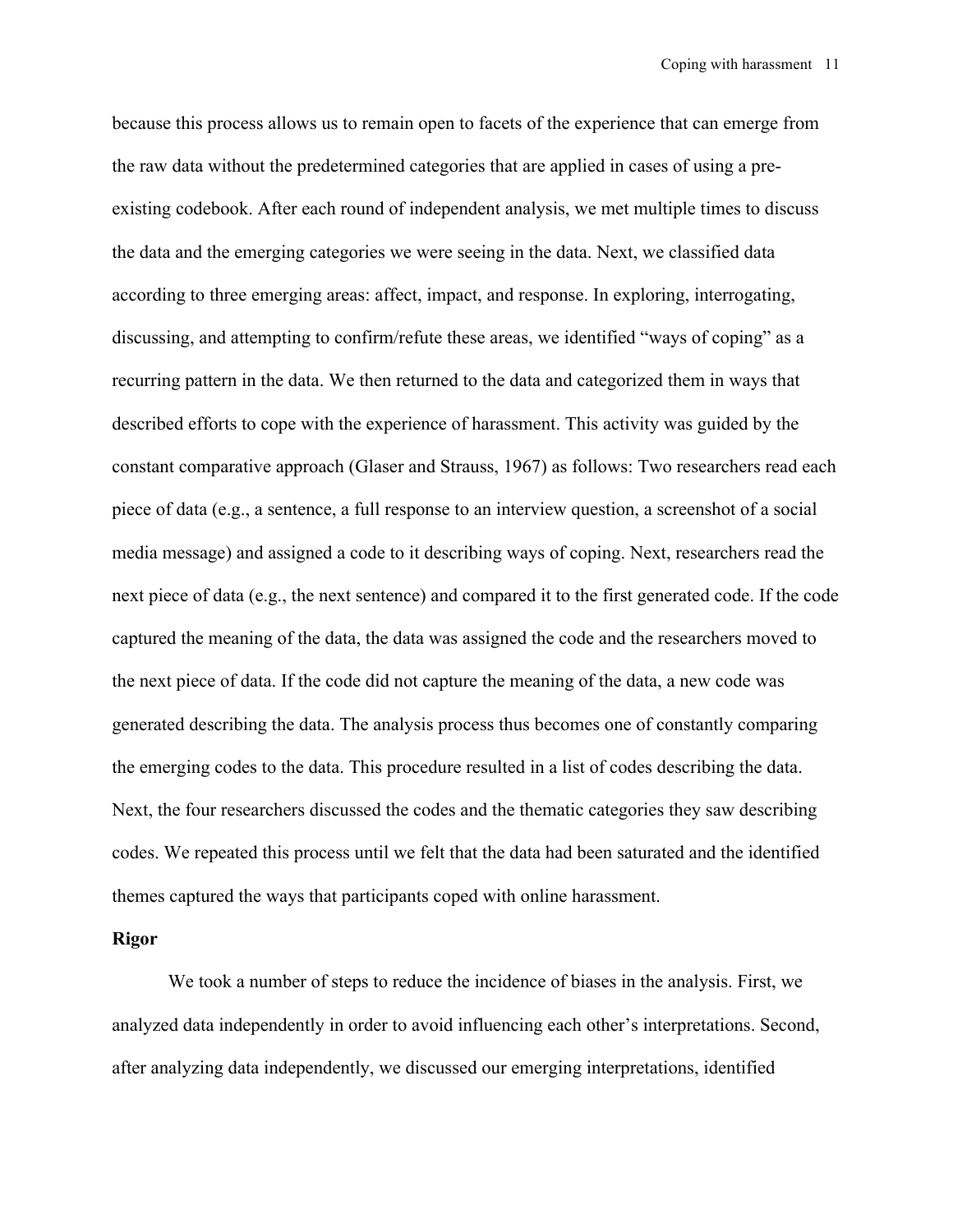because this process allows us to remain open to facets of the experience that can emerge from the raw data without the predetermined categories that are applied in cases of using a pre-existing codebook. After each round of independent analysis, we met multiple times to discuss the data and the emerging categories we were seeing in the data. Next, we classified data according to three emerging areas: affect, impact, and response. In exploring, interrogating, discussing, and attempting to confirm/refute these areas, we identified "ways of coping" as a recurring pattern in the data. We then returned to the data and categorized them in ways that described efforts to cope with the experience of harassment. This activity was guided by the constant comparative approach (Glaser and Strauss, 1967) as follows: Two researchers read each piece of data (e.g., a sentence, a full response to an interview question, a screenshot of a social media message) and assigned a code to it describing ways of coping. Next, researchers read the next piece of data (e.g., the next sentence) and compared it to the first generated code. If the code captured the meaning of the data, the data was assigned the code and the researchers moved to the next piece of data. If the code did not capture the meaning of the data, a new code was generated describing the data. The analysis process thus becomes one of constantly comparing the emerging codes to the data. This procedure resulted in a list of codes describing the data. Next, the four researchers discussed the codes and the thematic categories they saw describing codes. We repeated this process until we felt that the data had been saturated and the identified themes captured the ways that participants coped with online harassment.

**Rigor**

We took a number of steps to reduce the incidence of biases in the analysis. First, we analyzed data independently in order to avoid influencing each other's interpretations. Second, after analyzing data independently, we discussed our emerging interpretations, identified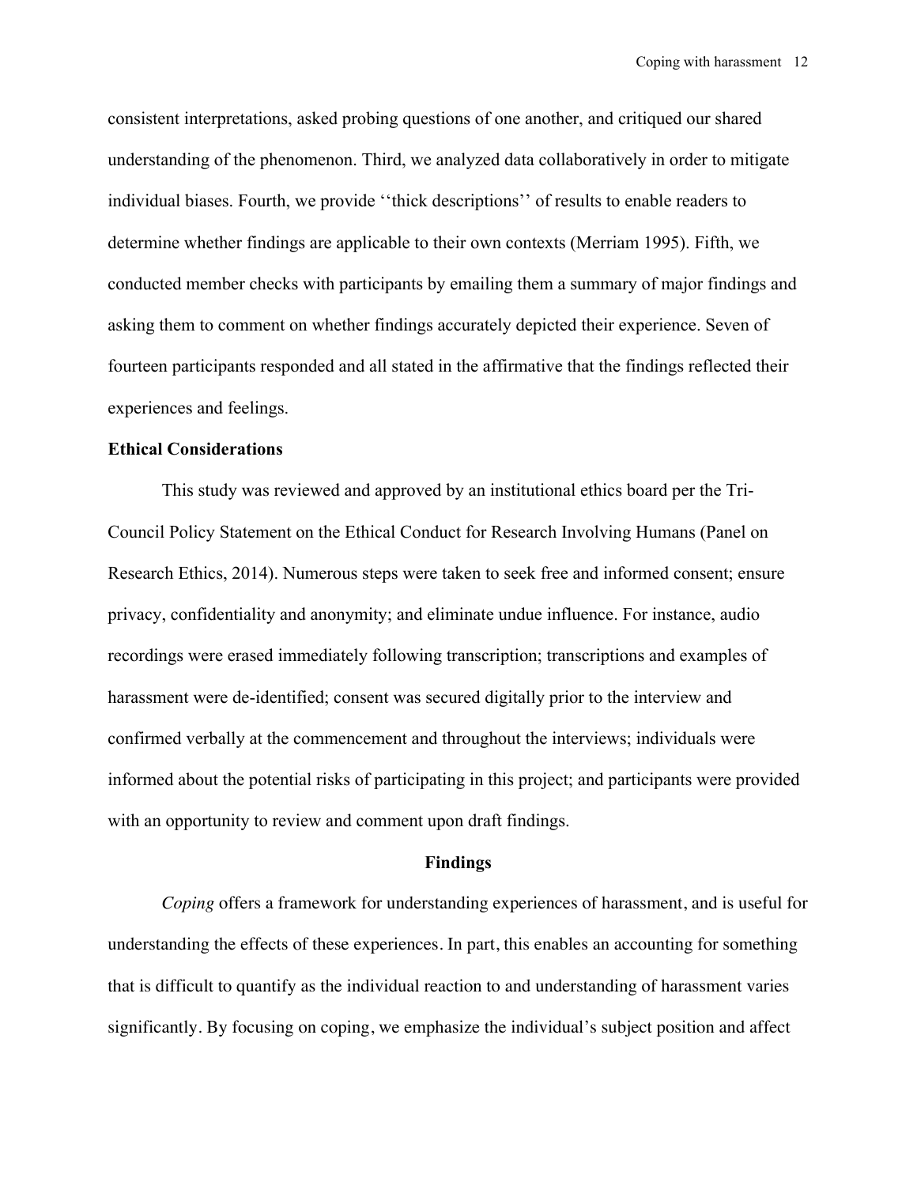consistent interpretations, asked probing questions of one another, and critiqued our shared understanding of the phenomenon. Third, we analyzed data collaboratively in order to mitigate individual biases. Fourth, we provide ‘‘thick descriptions’’ of results to enable readers to determine whether findings are applicable to their own contexts (Merriam 1995). Fifth, we conducted member checks with participants by emailing them a summary of major findings and asking them to comment on whether findings accurately depicted their experience. Seven of fourteen participants responded and all stated in the affirmative that the findings reflected their experiences and feelings.

### Ethical Considerations

This study was reviewed and approved by an institutional ethics board per the Tri-Council Policy Statement on the Ethical Conduct for Research Involving Humans (Panel on Research Ethics, 2014). Numerous steps were taken to seek free and informed consent; ensure privacy, confidentiality and anonymity; and eliminate undue influence. For instance, audio recordings were erased immediately following transcription; transcriptions and examples of harassment were de-identified; consent was secured digitally prior to the interview and confirmed verbally at the commencement and throughout the interviews; individuals were informed about the potential risks of participating in this project; and participants were provided with an opportunity to review and comment upon draft findings.

## Findings

*Coping* offers a framework for understanding experiences of harassment, and is useful for understanding the effects of these experiences. In part, this enables an accounting for something that is difficult to quantify as the individual reaction to and understanding of harassment varies significantly. By focusing on coping, we emphasize the individual’s subject position and affect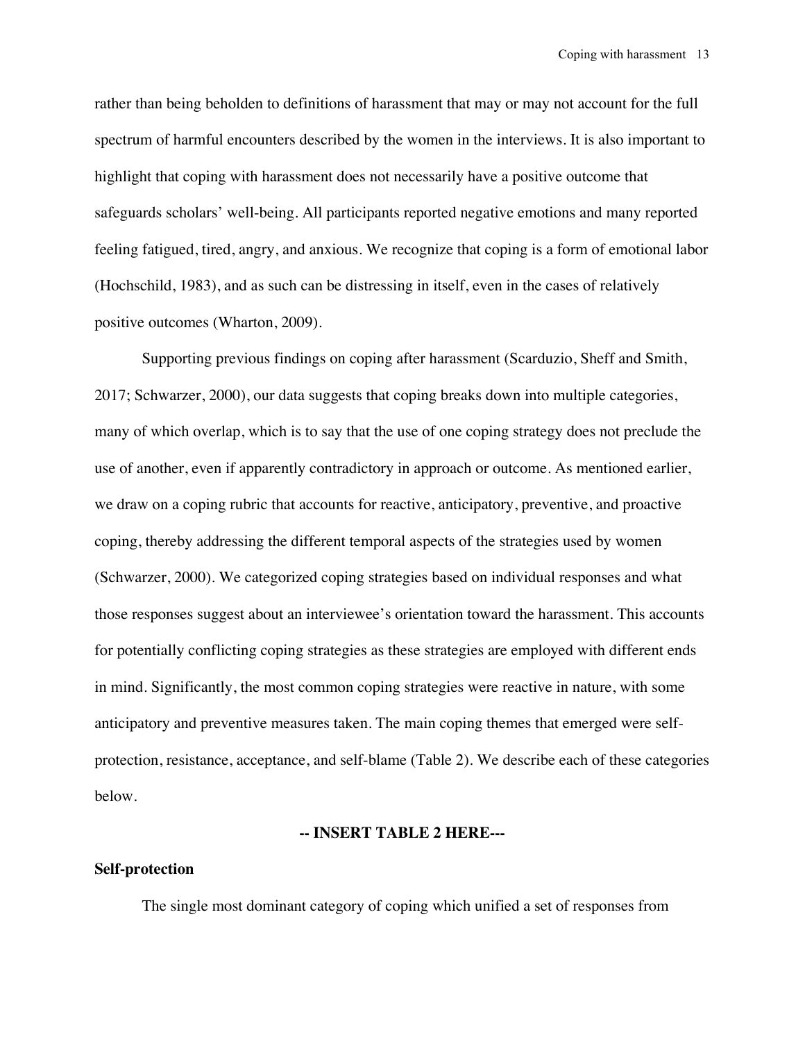rather than being beholden to definitions of harassment that may or may not account for the full spectrum of harmful encounters described by the women in the interviews. It is also important to highlight that coping with harassment does not necessarily have a positive outcome that safeguards scholars' well-being. All participants reported negative emotions and many reported feeling fatigued, tired, angry, and anxious. We recognize that coping is a form of emotional labor (Hochschild, 1983), and as such can be distressing in itself, even in the cases of relatively positive outcomes (Wharton, 2009).

Supporting previous findings on coping after harassment (Scarduzio, Sheff and Smith, 2017; Schwarzer, 2000), our data suggests that coping breaks down into multiple categories, many of which overlap, which is to say that the use of one coping strategy does not preclude the use of another, even if apparently contradictory in approach or outcome. As mentioned earlier, we draw on a coping rubric that accounts for reactive, anticipatory, preventive, and proactive coping, thereby addressing the different temporal aspects of the strategies used by women (Schwarzer, 2000). We categorized coping strategies based on individual responses and what those responses suggest about an interviewee's orientation toward the harassment. This accounts for potentially conflicting coping strategies as these strategies are employed with different ends in mind. Significantly, the most common coping strategies were reactive in nature, with some anticipatory and preventive measures taken. The main coping themes that emerged were self-protection, resistance, acceptance, and self-blame (Table 2). We describe each of these categories below.

**-- INSERT TABLE 2 HERE---**

**Self-protection**

The single most dominant category of coping which unified a set of responses from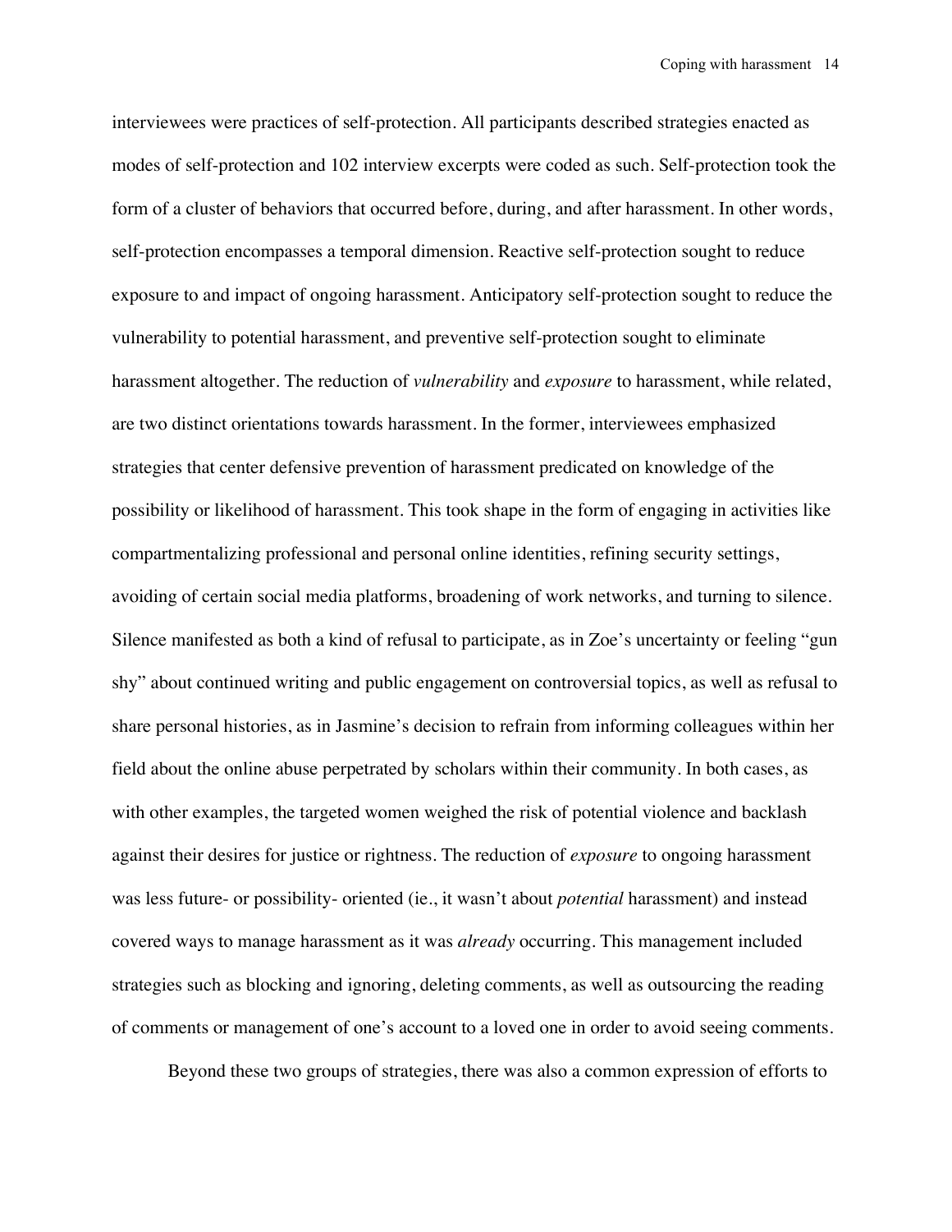interviewees were practices of self-protection. All participants described strategies enacted as modes of self-protection and 102 interview excerpts were coded as such. Self-protection took the form of a cluster of behaviors that occurred before, during, and after harassment. In other words, self-protection encompasses a temporal dimension. Reactive self-protection sought to reduce exposure to and impact of ongoing harassment. Anticipatory self-protection sought to reduce the vulnerability to potential harassment, and preventive self-protection sought to eliminate harassment altogether. The reduction of *vulnerability* and *exposure* to harassment, while related, are two distinct orientations towards harassment. In the former, interviewees emphasized strategies that center defensive prevention of harassment predicated on knowledge of the possibility or likelihood of harassment. This took shape in the form of engaging in activities like compartmentalizing professional and personal online identities, refining security settings, avoiding of certain social media platforms, broadening of work networks, and turning to silence. Silence manifested as both a kind of refusal to participate, as in Zoe's uncertainty or feeling "gun shy" about continued writing and public engagement on controversial topics, as well as refusal to share personal histories, as in Jasmine's decision to refrain from informing colleagues within her field about the online abuse perpetrated by scholars within their community. In both cases, as with other examples, the targeted women weighed the risk of potential violence and backlash against their desires for justice or rightness. The reduction of *exposure* to ongoing harassment was less future- or possibility- oriented (ie., it wasn't about *potential* harassment) and instead covered ways to manage harassment as it was *already* occurring. This management included strategies such as blocking and ignoring, deleting comments, as well as outsourcing the reading of comments or management of one's account to a loved one in order to avoid seeing comments.

Beyond these two groups of strategies, there was also a common expression of efforts to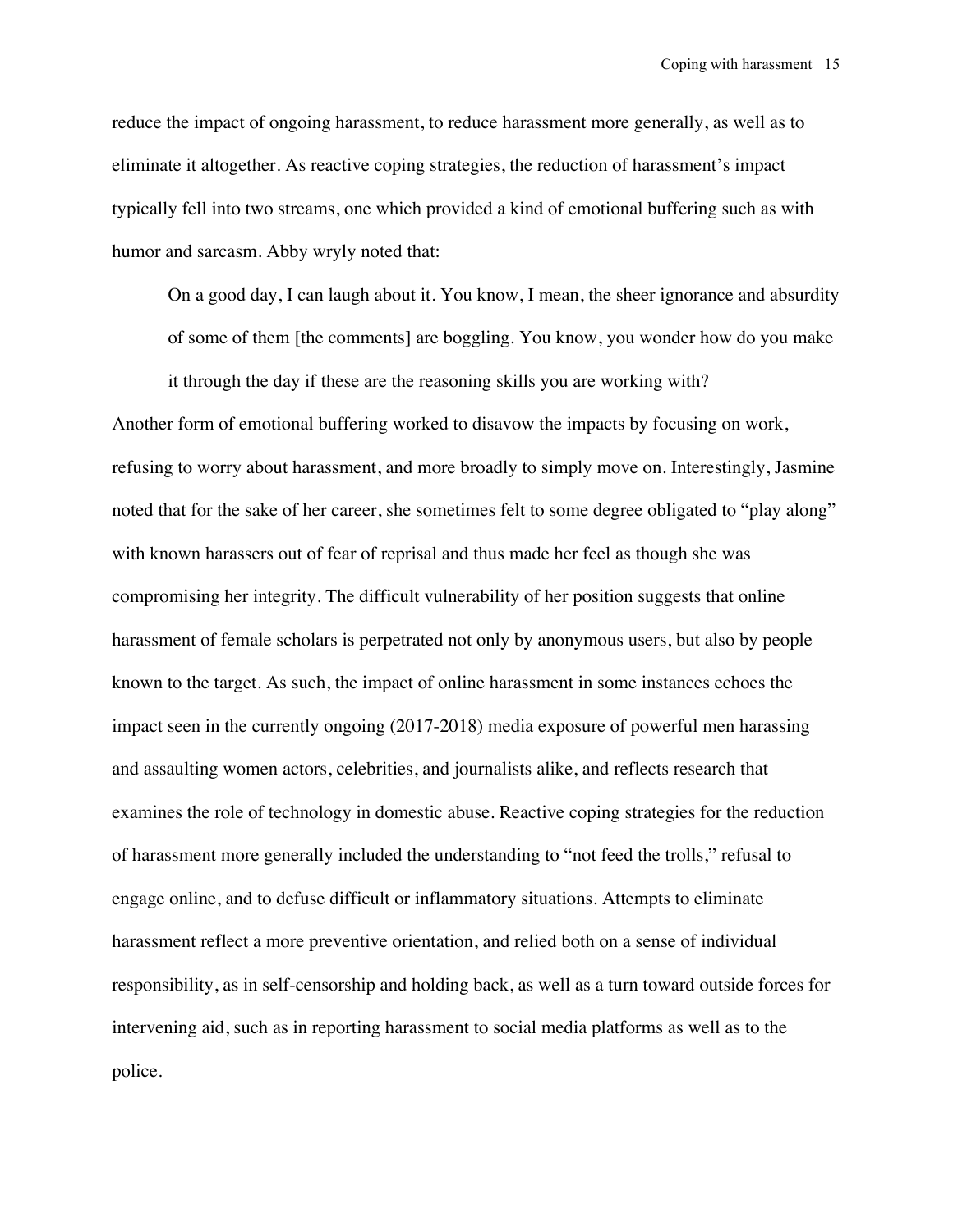reduce the impact of ongoing harassment, to reduce harassment more generally, as well as to eliminate it altogether. As reactive coping strategies, the reduction of harassment's impact typically fell into two streams, one which provided a kind of emotional buffering such as with humor and sarcasm. Abby wryly noted that:

> On a good day, I can laugh about it. You know, I mean, the sheer ignorance and absurdity of some of them [the comments] are boggling. You know, you wonder how do you make it through the day if these are the reasoning skills you are working with?

Another form of emotional buffering worked to disavow the impacts by focusing on work, refusing to worry about harassment, and more broadly to simply move on. Interestingly, Jasmine noted that for the sake of her career, she sometimes felt to some degree obligated to "play along" with known harassers out of fear of reprisal and thus made her feel as though she was compromising her integrity. The difficult vulnerability of her position suggests that online harassment of female scholars is perpetrated not only by anonymous users, but also by people known to the target. As such, the impact of online harassment in some instances echoes the impact seen in the currently ongoing (2017-2018) media exposure of powerful men harassing and assaulting women actors, celebrities, and journalists alike, and reflects research that examines the role of technology in domestic abuse. Reactive coping strategies for the reduction of harassment more generally included the understanding to "not feed the trolls," refusal to engage online, and to defuse difficult or inflammatory situations. Attempts to eliminate harassment reflect a more preventive orientation, and relied both on a sense of individual responsibility, as in self-censorship and holding back, as well as a turn toward outside forces for intervening aid, such as in reporting harassment to social media platforms as well as to the police.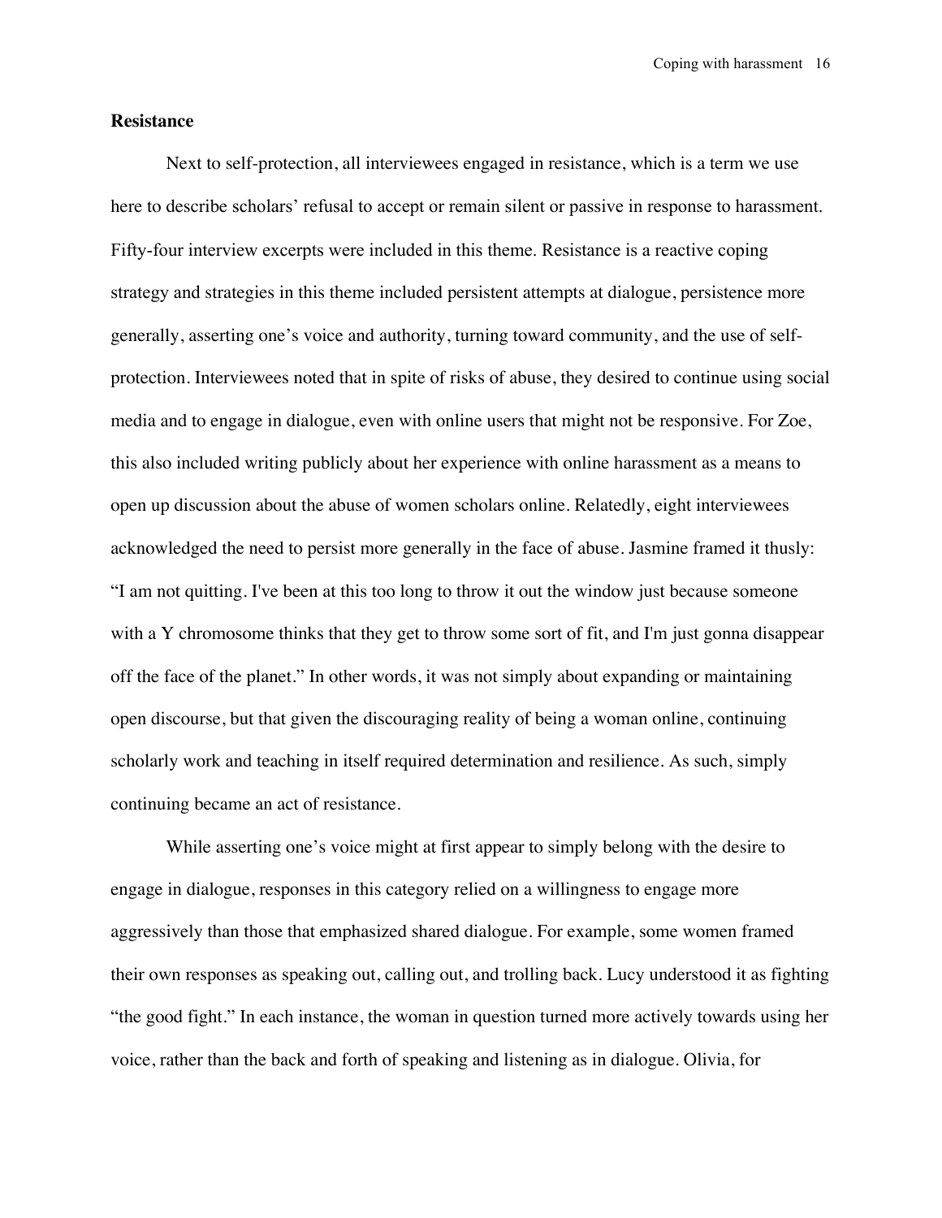**Resistance**

Next to self-protection, all interviewees engaged in resistance, which is a term we use here to describe scholars' refusal to accept or remain silent or passive in response to harassment. Fifty-four interview excerpts were included in this theme. Resistance is a reactive coping strategy and strategies in this theme included persistent attempts at dialogue, persistence more generally, asserting one's voice and authority, turning toward community, and the use of self-protection. Interviewees noted that in spite of risks of abuse, they desired to continue using social media and to engage in dialogue, even with online users that might not be responsive. For Zoe, this also included writing publicly about her experience with online harassment as a means to open up discussion about the abuse of women scholars online. Relatedly, eight interviewees acknowledged the need to persist more generally in the face of abuse. Jasmine framed it thusly: "I am not quitting. I've been at this too long to throw it out the window just because someone with a Y chromosome thinks that they get to throw some sort of fit, and I'm just gonna disappear off the face of the planet." In other words, it was not simply about expanding or maintaining open discourse, but that given the discouraging reality of being a woman online, continuing scholarly work and teaching in itself required determination and resilience. As such, simply continuing became an act of resistance.

While asserting one's voice might at first appear to simply belong with the desire to engage in dialogue, responses in this category relied on a willingness to engage more aggressively than those that emphasized shared dialogue. For example, some women framed their own responses as speaking out, calling out, and trolling back. Lucy understood it as fighting "the good fight." In each instance, the woman in question turned more actively towards using her voice, rather than the back and forth of speaking and listening as in dialogue. Olivia, for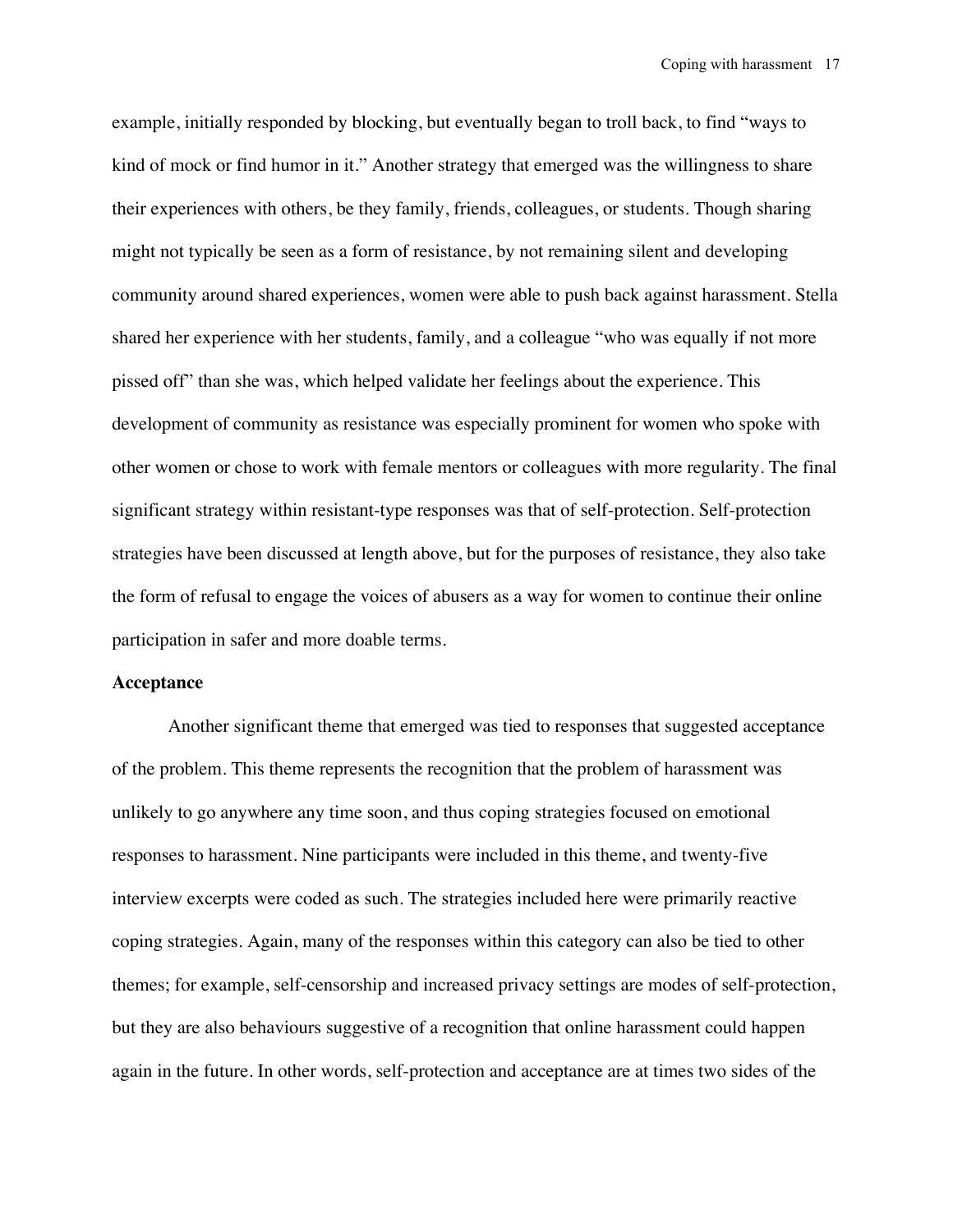example, initially responded by blocking, but eventually began to troll back, to find "ways to kind of mock or find humor in it." Another strategy that emerged was the willingness to share their experiences with others, be they family, friends, colleagues, or students. Though sharing might not typically be seen as a form of resistance, by not remaining silent and developing community around shared experiences, women were able to push back against harassment. Stella shared her experience with her students, family, and a colleague "who was equally if not more pissed off" than she was, which helped validate her feelings about the experience. This development of community as resistance was especially prominent for women who spoke with other women or chose to work with female mentors or colleagues with more regularity. The final significant strategy within resistant-type responses was that of self-protection. Self-protection strategies have been discussed at length above, but for the purposes of resistance, they also take the form of refusal to engage the voices of abusers as a way for women to continue their online participation in safer and more doable terms.

**Acceptance**

Another significant theme that emerged was tied to responses that suggested acceptance of the problem. This theme represents the recognition that the problem of harassment was unlikely to go anywhere any time soon, and thus coping strategies focused on emotional responses to harassment. Nine participants were included in this theme, and twenty-five interview excerpts were coded as such. The strategies included here were primarily reactive coping strategies. Again, many of the responses within this category can also be tied to other themes; for example, self-censorship and increased privacy settings are modes of self-protection, but they are also behaviours suggestive of a recognition that online harassment could happen again in the future. In other words, self-protection and acceptance are at times two sides of the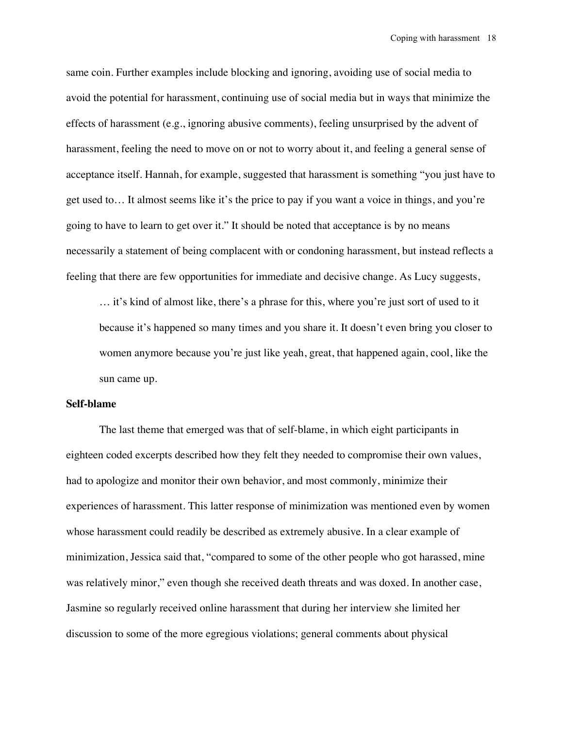same coin. Further examples include blocking and ignoring, avoiding use of social media to avoid the potential for harassment, continuing use of social media but in ways that minimize the effects of harassment (e.g., ignoring abusive comments), feeling unsurprised by the advent of harassment, feeling the need to move on or not to worry about it, and feeling a general sense of acceptance itself. Hannah, for example, suggested that harassment is something "you just have to get used to… It almost seems like it's the price to pay if you want a voice in things, and you're going to have to learn to get over it." It should be noted that acceptance is by no means necessarily a statement of being complacent with or condoning harassment, but instead reflects a feeling that there are few opportunities for immediate and decisive change. As Lucy suggests,

> … it's kind of almost like, there's a phrase for this, where you're just sort of used to it because it's happened so many times and you share it. It doesn't even bring you closer to women anymore because you're just like yeah, great, that happened again, cool, like the sun came up.

**Self-blame**

The last theme that emerged was that of self-blame, in which eight participants in eighteen coded excerpts described how they felt they needed to compromise their own values, had to apologize and monitor their own behavior, and most commonly, minimize their experiences of harassment. This latter response of minimization was mentioned even by women whose harassment could readily be described as extremely abusive. In a clear example of minimization, Jessica said that, "compared to some of the other people who got harassed, mine was relatively minor," even though she received death threats and was doxed. In another case, Jasmine so regularly received online harassment that during her interview she limited her discussion to some of the more egregious violations; general comments about physical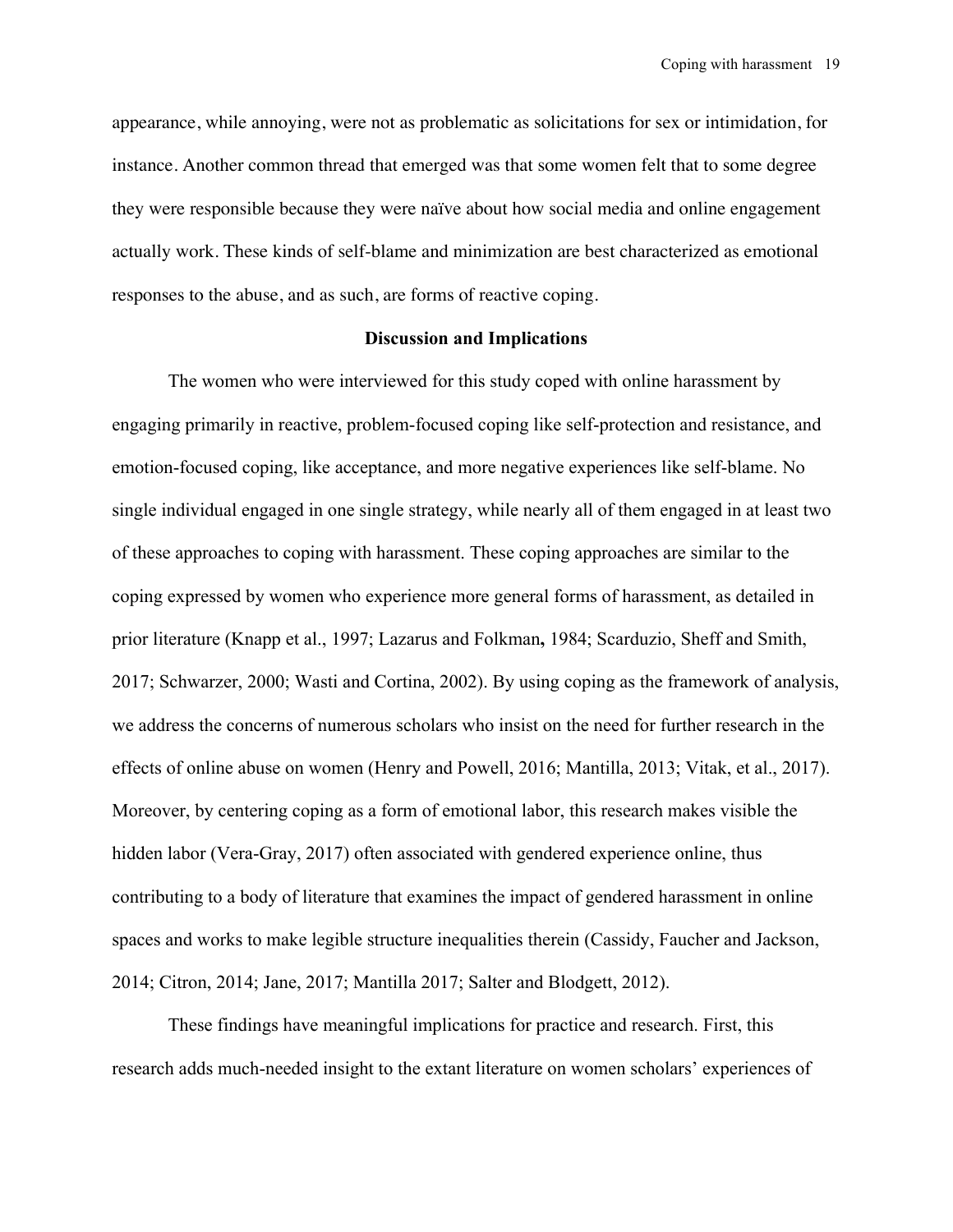appearance, while annoying, were not as problematic as solicitations for sex or intimidation, for instance. Another common thread that emerged was that some women felt that to some degree they were responsible because they were naïve about how social media and online engagement actually work. These kinds of self-blame and minimization are best characterized as emotional responses to the abuse, and as such, are forms of reactive coping.

## Discussion and Implications

The women who were interviewed for this study coped with online harassment by engaging primarily in reactive, problem-focused coping like self-protection and resistance, and emotion-focused coping, like acceptance, and more negative experiences like self-blame. No single individual engaged in one single strategy, while nearly all of them engaged in at least two of these approaches to coping with harassment. These coping approaches are similar to the coping expressed by women who experience more general forms of harassment, as detailed in prior literature (Knapp et al., 1997; Lazarus and Folkman, 1984; Scarduzio, Sheff and Smith, 2017; Schwarzer, 2000; Wasti and Cortina, 2002). By using coping as the framework of analysis, we address the concerns of numerous scholars who insist on the need for further research in the effects of online abuse on women (Henry and Powell, 2016; Mantilla, 2013; Vitak, et al., 2017). Moreover, by centering coping as a form of emotional labor, this research makes visible the hidden labor (Vera-Gray, 2017) often associated with gendered experience online, thus contributing to a body of literature that examines the impact of gendered harassment in online spaces and works to make legible structure inequalities therein (Cassidy, Faucher and Jackson, 2014; Citron, 2014; Jane, 2017; Mantilla 2017; Salter and Blodgett, 2012).

These findings have meaningful implications for practice and research. First, this research adds much-needed insight to the extant literature on women scholars' experiences of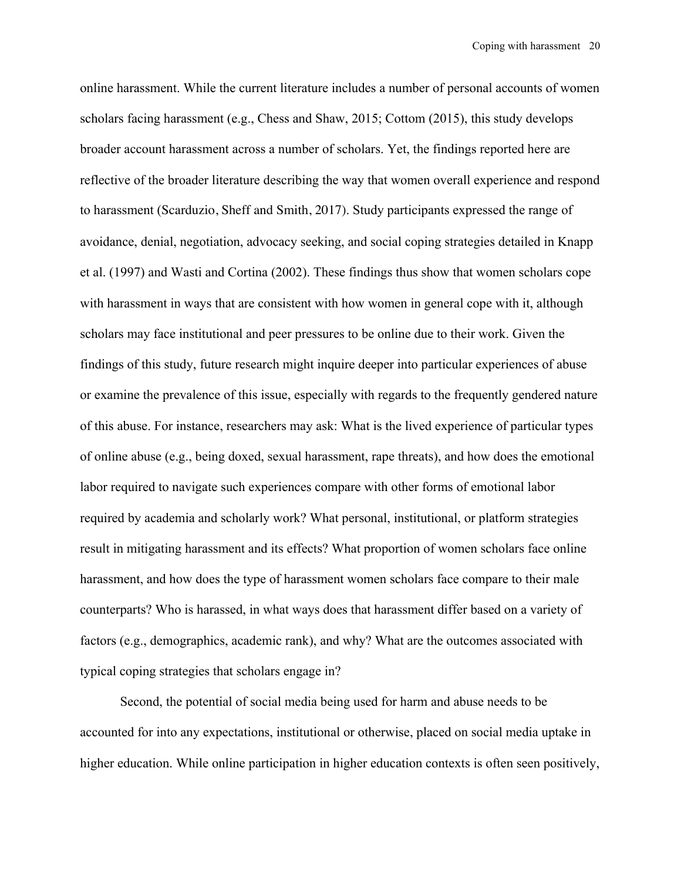online harassment. While the current literature includes a number of personal accounts of women scholars facing harassment (e.g., Chess and Shaw, 2015; Cottom (2015), this study develops broader account harassment across a number of scholars. Yet, the findings reported here are reflective of the broader literature describing the way that women overall experience and respond to harassment (Scarduzio, Sheff and Smith, 2017). Study participants expressed the range of avoidance, denial, negotiation, advocacy seeking, and social coping strategies detailed in Knapp et al. (1997) and Wasti and Cortina (2002). These findings thus show that women scholars cope with harassment in ways that are consistent with how women in general cope with it, although scholars may face institutional and peer pressures to be online due to their work. Given the findings of this study, future research might inquire deeper into particular experiences of abuse or examine the prevalence of this issue, especially with regards to the frequently gendered nature of this abuse. For instance, researchers may ask: What is the lived experience of particular types of online abuse (e.g., being doxed, sexual harassment, rape threats), and how does the emotional labor required to navigate such experiences compare with other forms of emotional labor required by academia and scholarly work? What personal, institutional, or platform strategies result in mitigating harassment and its effects? What proportion of women scholars face online harassment, and how does the type of harassment women scholars face compare to their male counterparts? Who is harassed, in what ways does that harassment differ based on a variety of factors (e.g., demographics, academic rank), and why? What are the outcomes associated with typical coping strategies that scholars engage in?

Second, the potential of social media being used for harm and abuse needs to be accounted for into any expectations, institutional or otherwise, placed on social media uptake in higher education. While online participation in higher education contexts is often seen positively,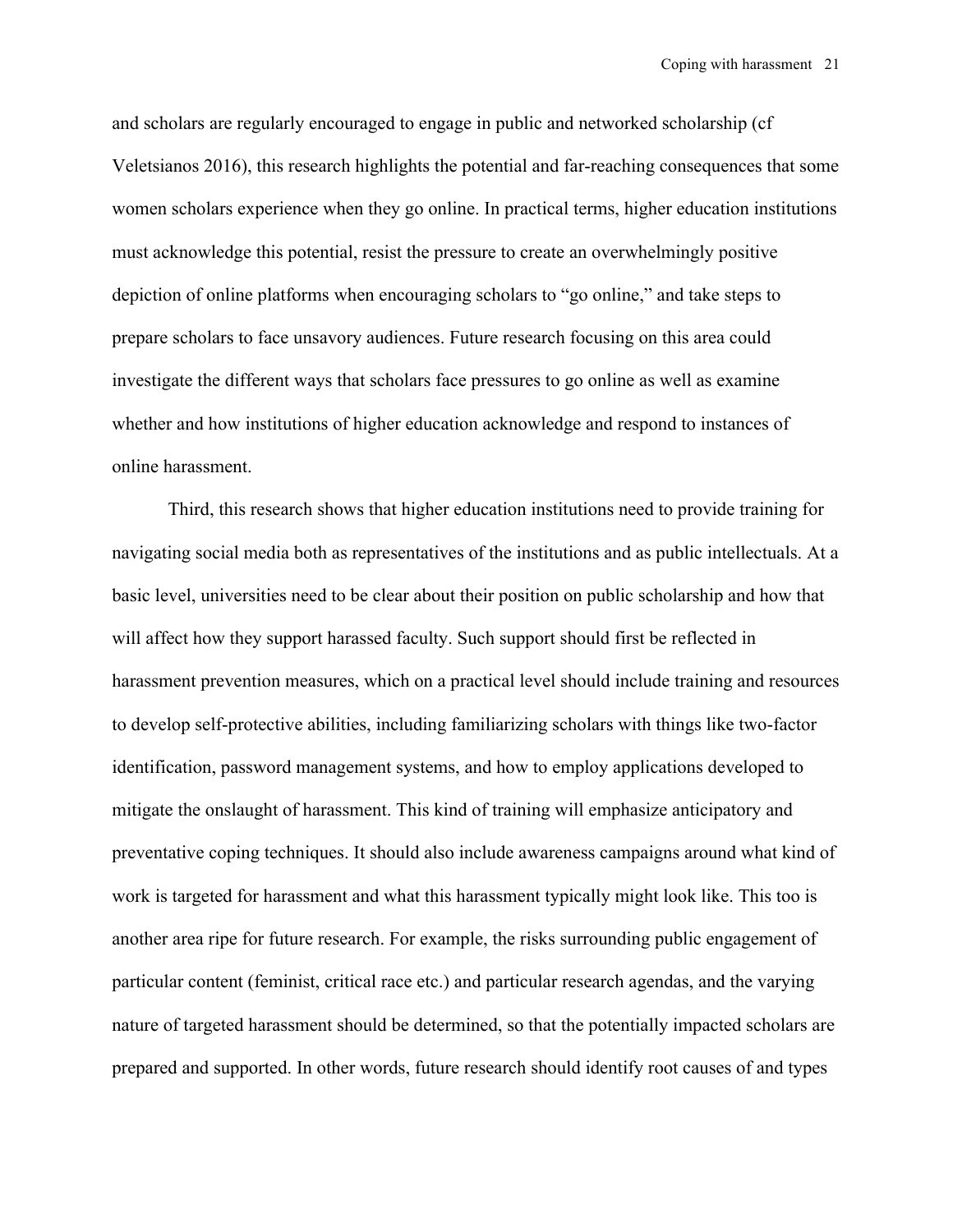and scholars are regularly encouraged to engage in public and networked scholarship (cf Veletsianos 2016), this research highlights the potential and far-reaching consequences that some women scholars experience when they go online. In practical terms, higher education institutions must acknowledge this potential, resist the pressure to create an overwhelmingly positive depiction of online platforms when encouraging scholars to "go online," and take steps to prepare scholars to face unsavory audiences. Future research focusing on this area could investigate the different ways that scholars face pressures to go online as well as examine whether and how institutions of higher education acknowledge and respond to instances of online harassment.

Third, this research shows that higher education institutions need to provide training for navigating social media both as representatives of the institutions and as public intellectuals. At a basic level, universities need to be clear about their position on public scholarship and how that will affect how they support harassed faculty. Such support should first be reflected in harassment prevention measures, which on a practical level should include training and resources to develop self-protective abilities, including familiarizing scholars with things like two-factor identification, password management systems, and how to employ applications developed to mitigate the onslaught of harassment. This kind of training will emphasize anticipatory and preventative coping techniques. It should also include awareness campaigns around what kind of work is targeted for harassment and what this harassment typically might look like. This too is another area ripe for future research. For example, the risks surrounding public engagement of particular content (feminist, critical race etc.) and particular research agendas, and the varying nature of targeted harassment should be determined, so that the potentially impacted scholars are prepared and supported. In other words, future research should identify root causes of and types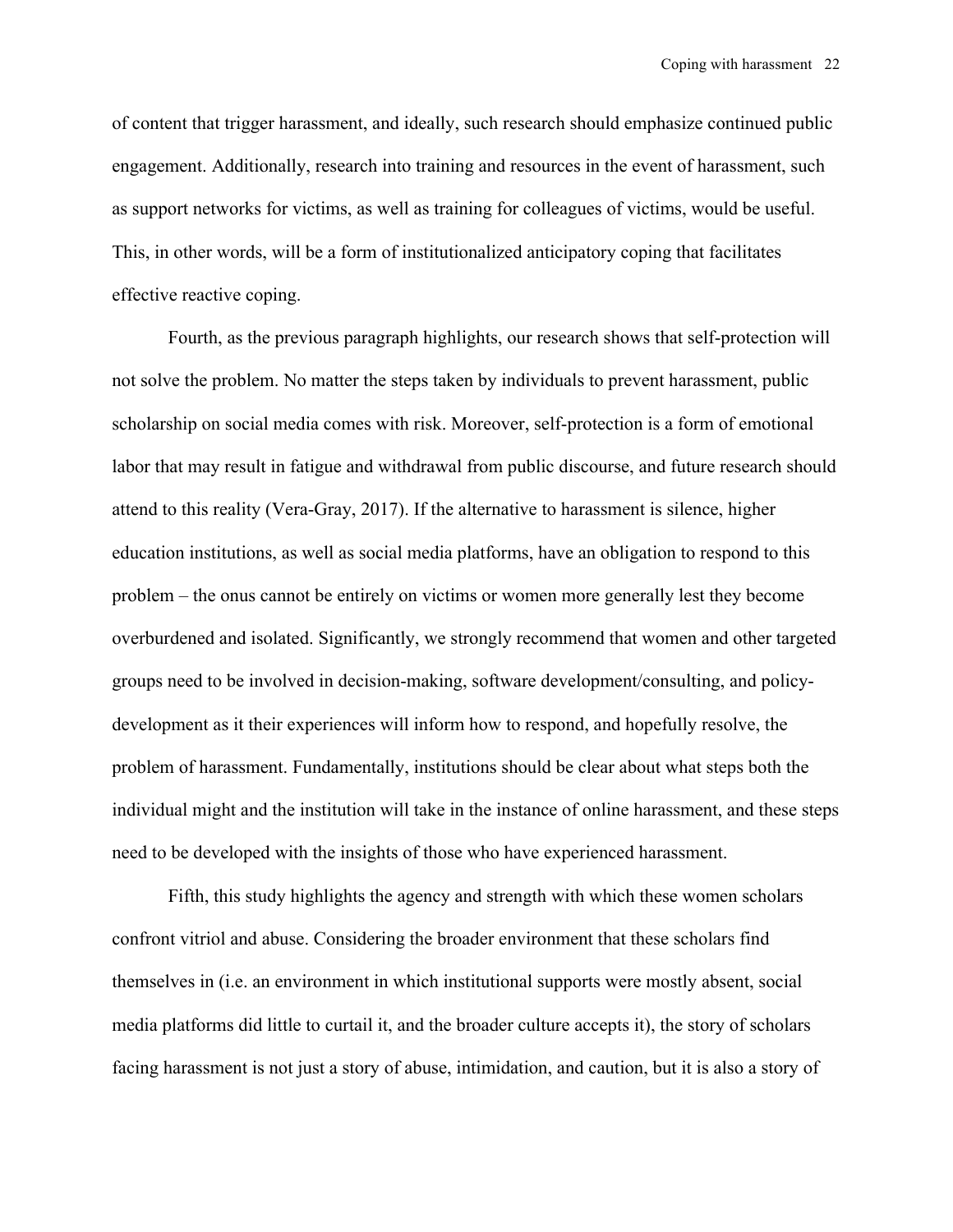of content that trigger harassment, and ideally, such research should emphasize continued public engagement. Additionally, research into training and resources in the event of harassment, such as support networks for victims, as well as training for colleagues of victims, would be useful. This, in other words, will be a form of institutionalized anticipatory coping that facilitates effective reactive coping.

Fourth, as the previous paragraph highlights, our research shows that self-protection will not solve the problem. No matter the steps taken by individuals to prevent harassment, public scholarship on social media comes with risk. Moreover, self-protection is a form of emotional labor that may result in fatigue and withdrawal from public discourse, and future research should attend to this reality (Vera-Gray, 2017). If the alternative to harassment is silence, higher education institutions, as well as social media platforms, have an obligation to respond to this problem – the onus cannot be entirely on victims or women more generally lest they become overburdened and isolated. Significantly, we strongly recommend that women and other targeted groups need to be involved in decision-making, software development/consulting, and policy-development as it their experiences will inform how to respond, and hopefully resolve, the problem of harassment. Fundamentally, institutions should be clear about what steps both the individual might and the institution will take in the instance of online harassment, and these steps need to be developed with the insights of those who have experienced harassment.

Fifth, this study highlights the agency and strength with which these women scholars confront vitriol and abuse. Considering the broader environment that these scholars find themselves in (i.e. an environment in which institutional supports were mostly absent, social media platforms did little to curtail it, and the broader culture accepts it), the story of scholars facing harassment is not just a story of abuse, intimidation, and caution, but it is also a story of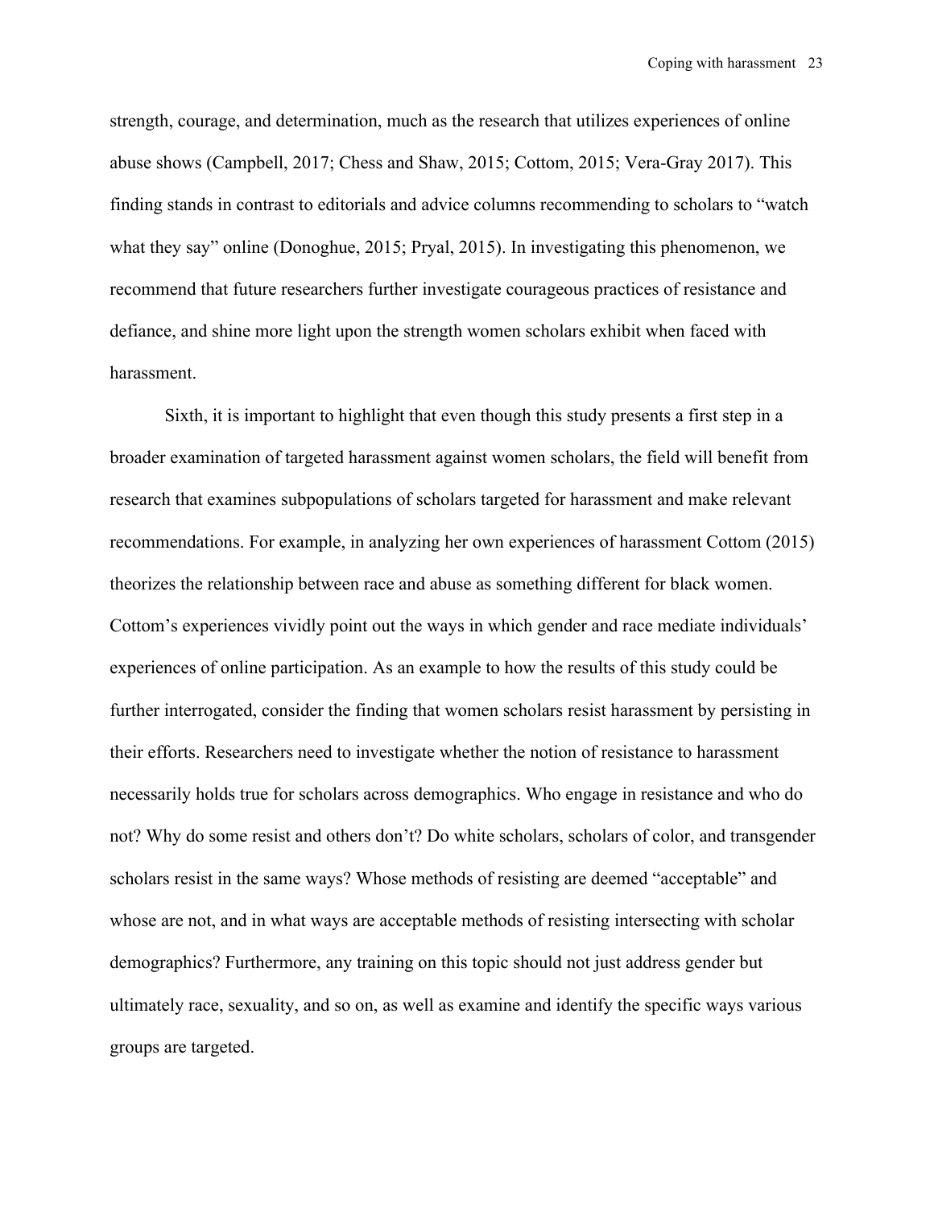strength, courage, and determination, much as the research that utilizes experiences of online abuse shows (Campbell, 2017; Chess and Shaw, 2015; Cottom, 2015; Vera-Gray 2017). This finding stands in contrast to editorials and advice columns recommending to scholars to "watch what they say" online (Donoghue, 2015; Pryal, 2015). In investigating this phenomenon, we recommend that future researchers further investigate courageous practices of resistance and defiance, and shine more light upon the strength women scholars exhibit when faced with harassment.

Sixth, it is important to highlight that even though this study presents a first step in a broader examination of targeted harassment against women scholars, the field will benefit from research that examines subpopulations of scholars targeted for harassment and make relevant recommendations. For example, in analyzing her own experiences of harassment Cottom (2015) theorizes the relationship between race and abuse as something different for black women. Cottom's experiences vividly point out the ways in which gender and race mediate individuals' experiences of online participation. As an example to how the results of this study could be further interrogated, consider the finding that women scholars resist harassment by persisting in their efforts. Researchers need to investigate whether the notion of resistance to harassment necessarily holds true for scholars across demographics. Who engage in resistance and who do not? Why do some resist and others don't? Do white scholars, scholars of color, and transgender scholars resist in the same ways? Whose methods of resisting are deemed "acceptable" and whose are not, and in what ways are acceptable methods of resisting intersecting with scholar demographics? Furthermore, any training on this topic should not just address gender but ultimately race, sexuality, and so on, as well as examine and identify the specific ways various groups are targeted.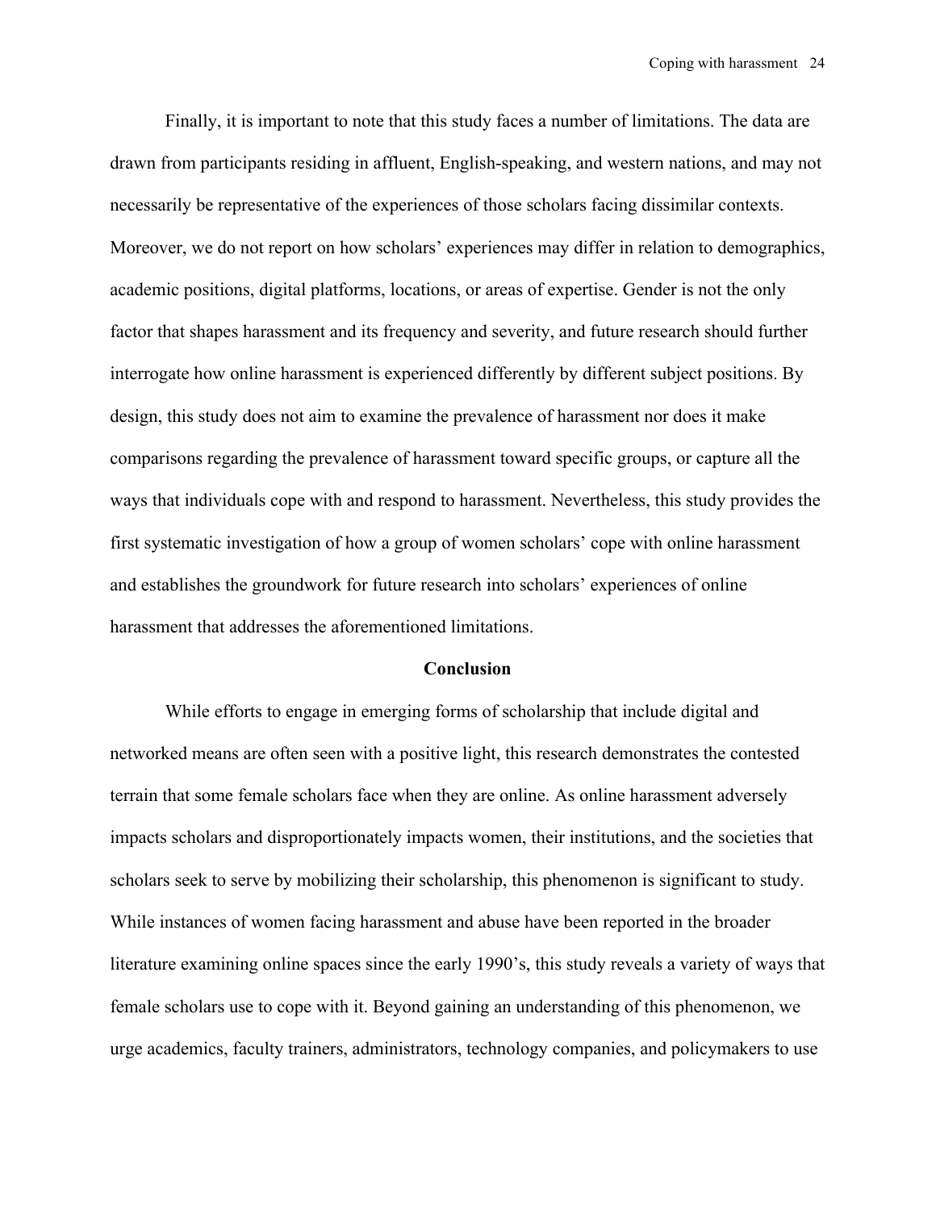Finally, it is important to note that this study faces a number of limitations. The data are drawn from participants residing in affluent, English-speaking, and western nations, and may not necessarily be representative of the experiences of those scholars facing dissimilar contexts. Moreover, we do not report on how scholars' experiences may differ in relation to demographics, academic positions, digital platforms, locations, or areas of expertise. Gender is not the only factor that shapes harassment and its frequency and severity, and future research should further interrogate how online harassment is experienced differently by different subject positions. By design, this study does not aim to examine the prevalence of harassment nor does it make comparisons regarding the prevalence of harassment toward specific groups, or capture all the ways that individuals cope with and respond to harassment. Nevertheless, this study provides the first systematic investigation of how a group of women scholars' cope with online harassment and establishes the groundwork for future research into scholars' experiences of online harassment that addresses the aforementioned limitations.

## Conclusion

While efforts to engage in emerging forms of scholarship that include digital and networked means are often seen with a positive light, this research demonstrates the contested terrain that some female scholars face when they are online. As online harassment adversely impacts scholars and disproportionately impacts women, their institutions, and the societies that scholars seek to serve by mobilizing their scholarship, this phenomenon is significant to study. While instances of women facing harassment and abuse have been reported in the broader literature examining online spaces since the early 1990's, this study reveals a variety of ways that female scholars use to cope with it. Beyond gaining an understanding of this phenomenon, we urge academics, faculty trainers, administrators, technology companies, and policymakers to use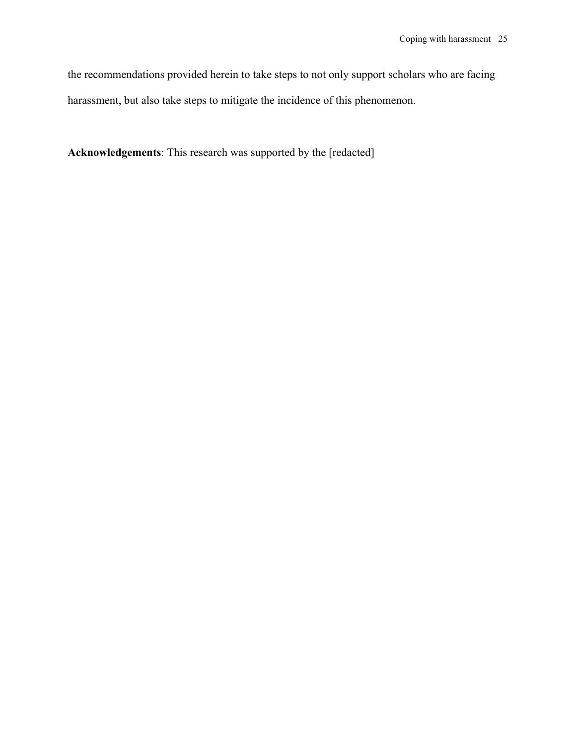the recommendations provided herein to take steps to not only support scholars who are facing harassment, but also take steps to mitigate the incidence of this phenomenon.

**Acknowledgements**: This research was supported by the [redacted]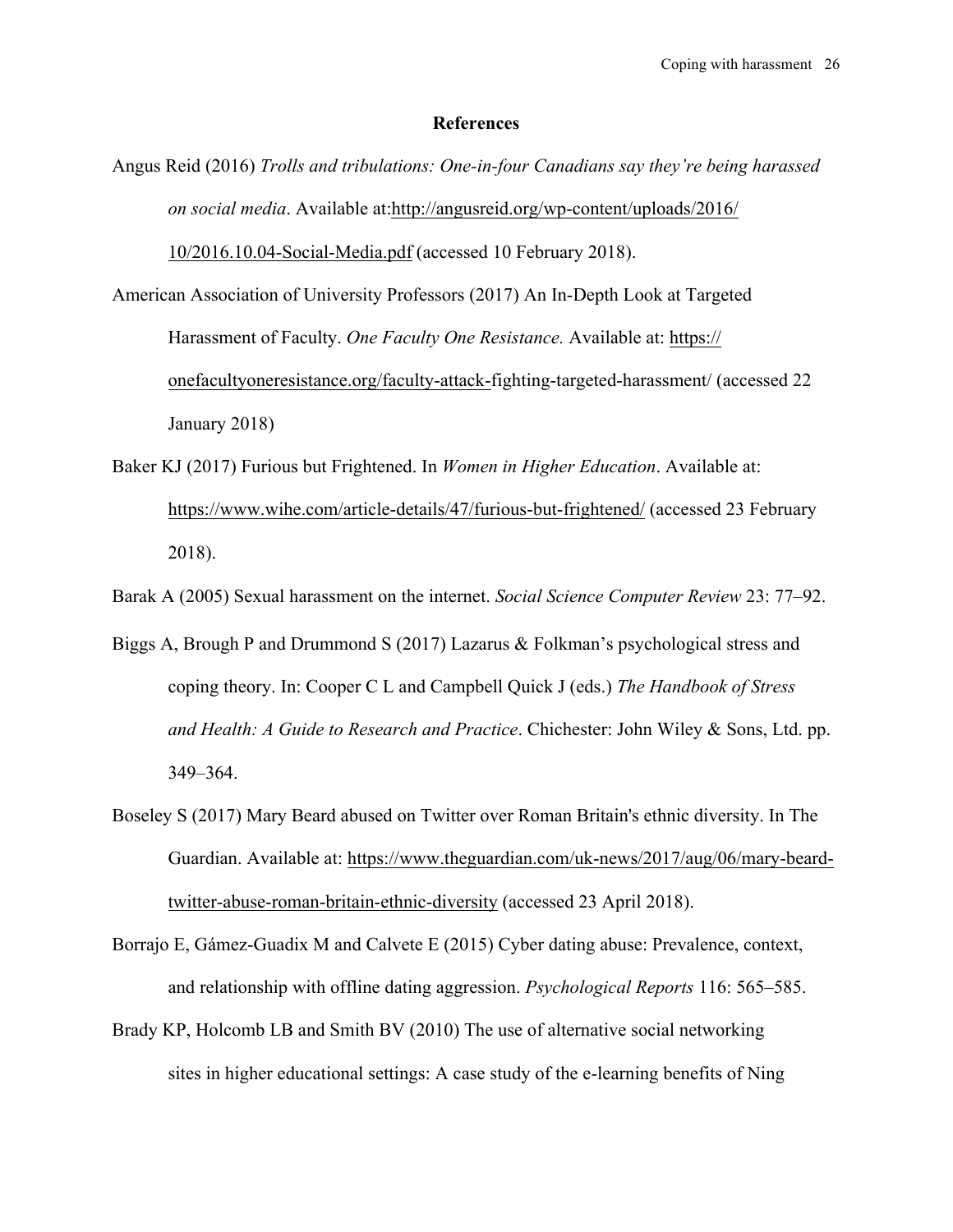## References

Angus Reid (2016) *Trolls and tribulations: One-in-four Canadians say they're being harassed on social media*. Available at:http://angusreid.org/wp-content/uploads/2016/10/2016.10.04-Social-Media.pdf (accessed 10 February 2018).

American Association of University Professors (2017) An In-Depth Look at Targeted Harassment of Faculty. *One Faculty One Resistance.* Available at: https://onefacultyoneresistance.org/faculty-attack-fighting-targeted-harassment/ (accessed 22 January 2018)

Baker KJ (2017) Furious but Frightened. In *Women in Higher Education*. Available at: https://www.wihe.com/article-details/47/furious-but-frightened/ (accessed 23 February 2018).

Barak A (2005) Sexual harassment on the internet. *Social Science Computer Review* 23: 77–92.

Biggs A, Brough P and Drummond S (2017) Lazarus & Folkman's psychological stress and coping theory. In: Cooper C L and Campbell Quick J (eds.) *The Handbook of Stress and Health: A Guide to Research and Practice*. Chichester: John Wiley & Sons, Ltd. pp. 349–364.

Boseley S (2017) Mary Beard abused on Twitter over Roman Britain's ethnic diversity. In The Guardian. Available at: https://www.theguardian.com/uk-news/2017/aug/06/mary-beard-twitter-abuse-roman-britain-ethnic-diversity (accessed 23 April 2018).

Borrajo E, Gámez-Guadix M and Calvete E (2015) Cyber dating abuse: Prevalence, context, and relationship with offline dating aggression. *Psychological Reports* 116: 565–585.

Brady KP, Holcomb LB and Smith BV (2010) The use of alternative social networking sites in higher educational settings: A case study of the e-learning benefits of Ning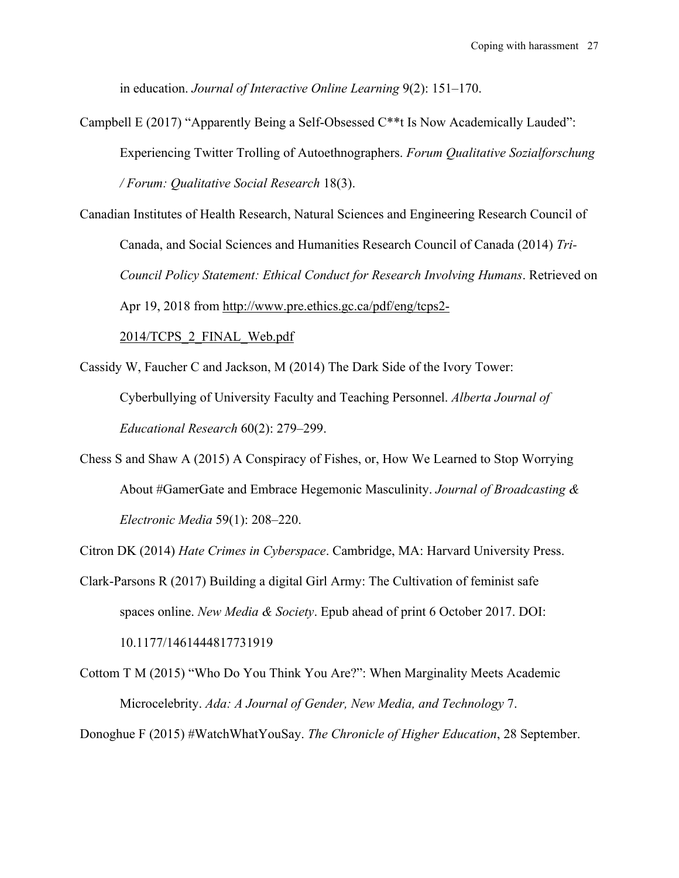in education. *Journal of Interactive Online Learning* 9(2): 151–170.

Campbell E (2017) “Apparently Being a Self-Obsessed C**t Is Now Academically Lauded”: Experiencing Twitter Trolling of Autoethnographers. *Forum Qualitative Sozialforschung / Forum: Qualitative Social Research* 18(3).

Canadian Institutes of Health Research, Natural Sciences and Engineering Research Council of Canada, and Social Sciences and Humanities Research Council of Canada (2014) *Tri-Council Policy Statement: Ethical Conduct for Research Involving Humans*. Retrieved on Apr 19, 2018 from http://www.pre.ethics.gc.ca/pdf/eng/tcps2-2014/TCPS_2_FINAL_Web.pdf

Cassidy W, Faucher C and Jackson, M (2014) The Dark Side of the Ivory Tower: Cyberbullying of University Faculty and Teaching Personnel. *Alberta Journal of Educational Research* 60(2): 279–299.

Chess S and Shaw A (2015) A Conspiracy of Fishes, or, How We Learned to Stop Worrying About #GamerGate and Embrace Hegemonic Masculinity. *Journal of Broadcasting & Electronic Media* 59(1): 208–220.

Citron DK (2014) *Hate Crimes in Cyberspace*. Cambridge, MA: Harvard University Press.

Clark-Parsons R (2017) Building a digital Girl Army: The Cultivation of feminist safe spaces online. *New Media & Society*. Epub ahead of print 6 October 2017. DOI: 10.1177/1461444817731919

Cottom T M (2015) “Who Do You Think You Are?”: When Marginality Meets Academic Microcelebrity. *Ada: A Journal of Gender, New Media, and Technology* 7.

Donoghue F (2015) #WatchWhatYouSay. *The Chronicle of Higher Education*, 28 September.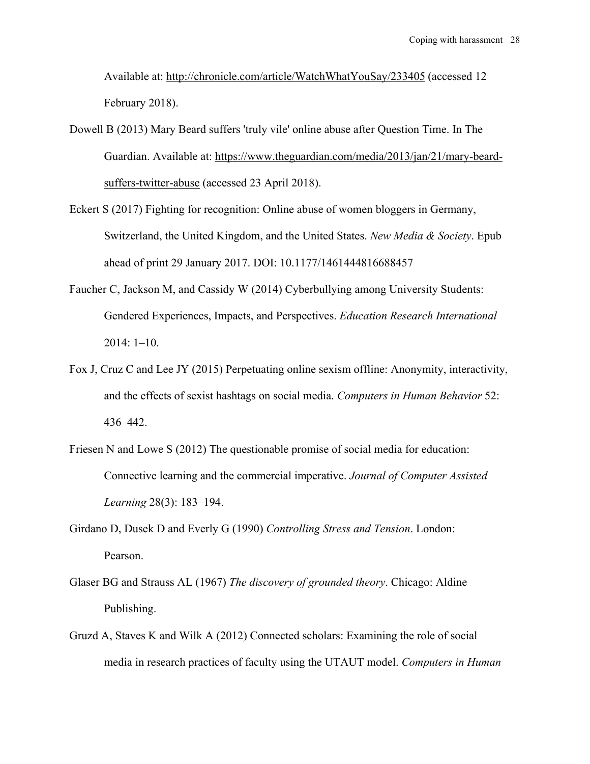Available at: http://chronicle.com/article/WatchWhatYouSay/233405 (accessed 12 February 2018).

Dowell B (2013) Mary Beard suffers 'truly vile' online abuse after Question Time. In The Guardian. Available at: https://www.theguardian.com/media/2013/jan/21/mary-beard-suffers-twitter-abuse (accessed 23 April 2018).

Eckert S (2017) Fighting for recognition: Online abuse of women bloggers in Germany, Switzerland, the United Kingdom, and the United States. *New Media & Society*. Epub ahead of print 29 January 2017. DOI: 10.1177/1461444816688457

Faucher C, Jackson M, and Cassidy W (2014) Cyberbullying among University Students: Gendered Experiences, Impacts, and Perspectives. *Education Research International* 2014: 1–10.

Fox J, Cruz C and Lee JY (2015) Perpetuating online sexism offline: Anonymity, interactivity, and the effects of sexist hashtags on social media. *Computers in Human Behavior* 52: 436–442.

Friesen N and Lowe S (2012) The questionable promise of social media for education: Connective learning and the commercial imperative. *Journal of Computer Assisted Learning* 28(3): 183–194.

Girdano D, Dusek D and Everly G (1990) *Controlling Stress and Tension*. London: Pearson.

Glaser BG and Strauss AL (1967) *The discovery of grounded theory*. Chicago: Aldine Publishing.

Gruzd A, Staves K and Wilk A (2012) Connected scholars: Examining the role of social media in research practices of faculty using the UTAUT model. *Computers in Human*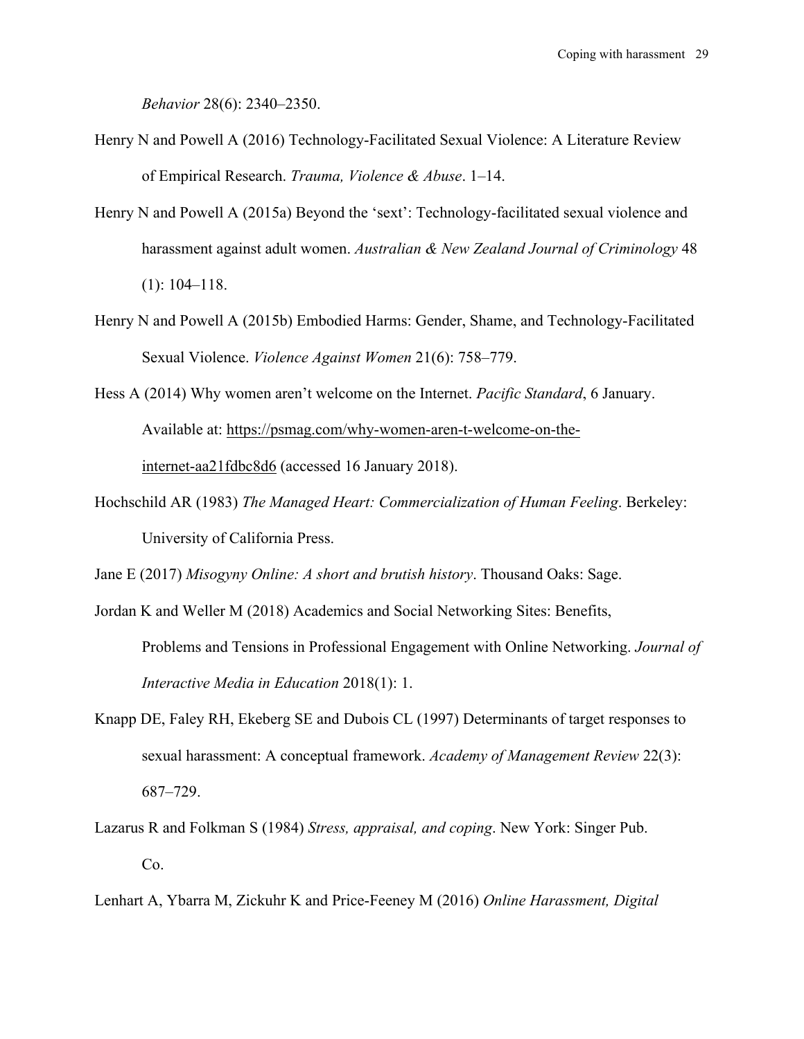*Behavior* 28(6): 2340–2350.

Henry N and Powell A (2016) Technology-Facilitated Sexual Violence: A Literature Review of Empirical Research. *Trauma, Violence & Abuse*. 1–14.

Henry N and Powell A (2015a) Beyond the 'sext': Technology-facilitated sexual violence and harassment against adult women. *Australian & New Zealand Journal of Criminology* 48 (1): 104–118.

Henry N and Powell A (2015b) Embodied Harms: Gender, Shame, and Technology-Facilitated Sexual Violence. *Violence Against Women* 21(6): 758–779.

Hess A (2014) Why women aren't welcome on the Internet. *Pacific Standard*, 6 January. Available at: https://psmag.com/why-women-aren-t-welcome-on-the-internet-aa21fdbc8d6 (accessed 16 January 2018).

Hochschild AR (1983) *The Managed Heart: Commercialization of Human Feeling*. Berkeley: University of California Press.

Jane E (2017) *Misogyny Online: A short and brutish history*. Thousand Oaks: Sage.

Jordan K and Weller M (2018) Academics and Social Networking Sites: Benefits, Problems and Tensions in Professional Engagement with Online Networking. *Journal of Interactive Media in Education* 2018(1): 1.

Knapp DE, Faley RH, Ekeberg SE and Dubois CL (1997) Determinants of target responses to sexual harassment: A conceptual framework. *Academy of Management Review* 22(3): 687–729.

Lazarus R and Folkman S (1984) *Stress, appraisal, and coping*. New York: Singer Pub. Co.

Lenhart A, Ybarra M, Zickuhr K and Price-Feeney M (2016) *Online Harassment, Digital*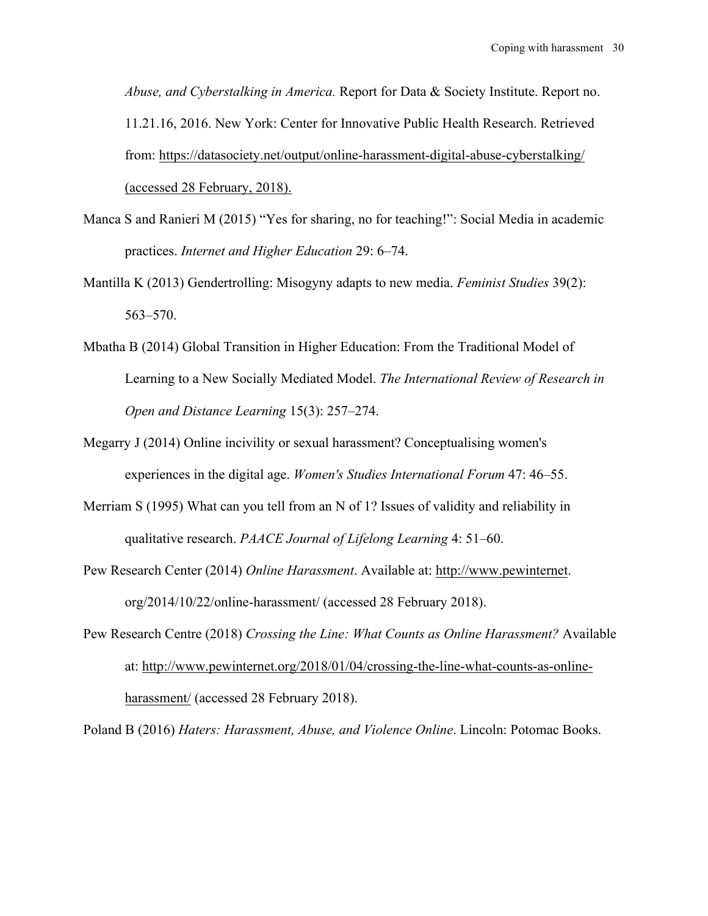*Abuse, and Cyberstalking in America.* Report for Data & Society Institute. Report no. 11.21.16, 2016. New York: Center for Innovative Public Health Research. Retrieved from: https://datasociety.net/output/online-harassment-digital-abuse-cyberstalking/ (accessed 28 February, 2018).

Manca S and Ranieri M (2015) "Yes for sharing, no for teaching!": Social Media in academic practices. *Internet and Higher Education* 29: 6–74.

Mantilla K (2013) Gendertrolling: Misogyny adapts to new media. *Feminist Studies* 39(2): 563–570.

Mbatha B (2014) Global Transition in Higher Education: From the Traditional Model of Learning to a New Socially Mediated Model. *The International Review of Research in Open and Distance Learning* 15(3): 257–274.

Megarry J (2014) Online incivility or sexual harassment? Conceptualising women's experiences in the digital age. *Women's Studies International Forum* 47: 46–55.

Merriam S (1995) What can you tell from an N of 1? Issues of validity and reliability in qualitative research. *PAACE Journal of Lifelong Learning* 4: 51–60.

Pew Research Center (2014) *Online Harassment*. Available at: http://www.pewinternet.org/2014/10/22/online-harassment/ (accessed 28 February 2018).

Pew Research Centre (2018) *Crossing the Line: What Counts as Online Harassment?* Available at: http://www.pewinternet.org/2018/01/04/crossing-the-line-what-counts-as-online-harassment/ (accessed 28 February 2018).

Poland B (2016) *Haters: Harassment, Abuse, and Violence Online*. Lincoln: Potomac Books.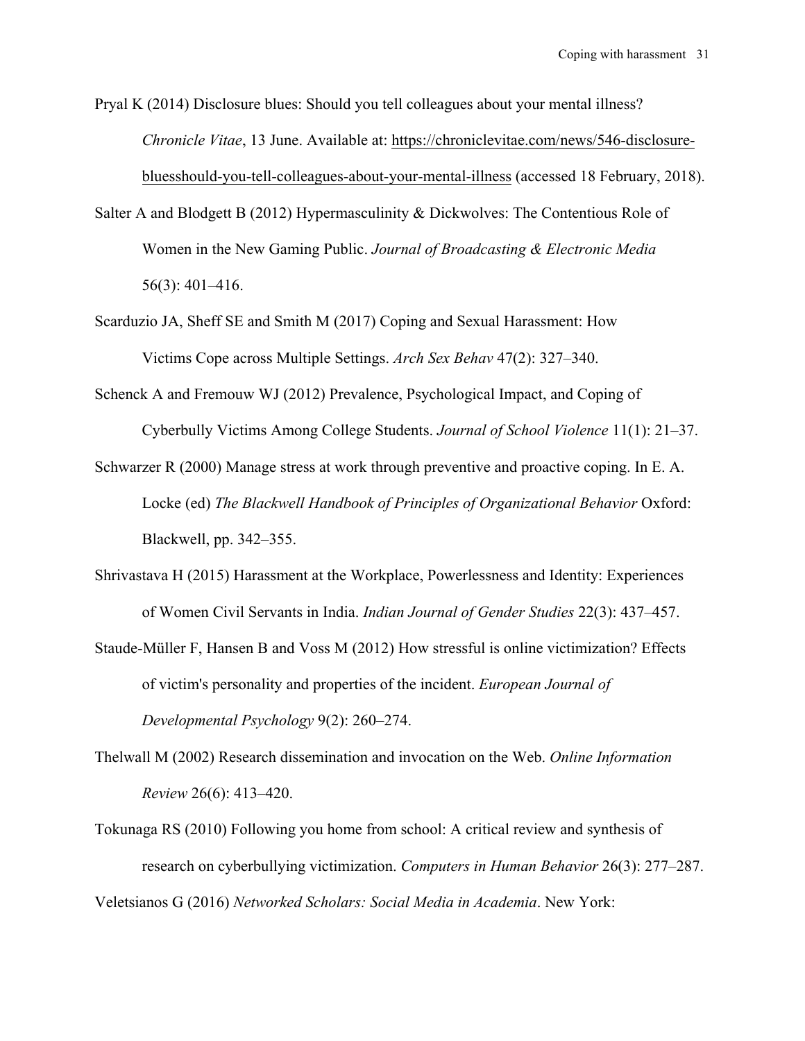Pryal K (2014) Disclosure blues: Should you tell colleagues about your mental illness? *Chronicle Vitae*, 13 June. Available at: https://chroniclevitae.com/news/546-disclosure-bluesshould-you-tell-colleagues-about-your-mental-illness (accessed 18 February, 2018).

Salter A and Blodgett B (2012) Hypermasculinity & Dickwolves: The Contentious Role of Women in the New Gaming Public. *Journal of Broadcasting & Electronic Media* 56(3): 401–416.

Scarduzio JA, Sheff SE and Smith M (2017) Coping and Sexual Harassment: How Victims Cope across Multiple Settings. *Arch Sex Behav* 47(2): 327–340.

Schenck A and Fremouw WJ (2012) Prevalence, Psychological Impact, and Coping of Cyberbully Victims Among College Students. *Journal of School Violence* 11(1): 21–37.

Schwarzer R (2000) Manage stress at work through preventive and proactive coping. In E. A. Locke (ed) *The Blackwell Handbook of Principles of Organizational Behavior* Oxford: Blackwell, pp. 342–355.

Shrivastava H (2015) Harassment at the Workplace, Powerlessness and Identity: Experiences of Women Civil Servants in India. *Indian Journal of Gender Studies* 22(3): 437–457.

Staude-Müller F, Hansen B and Voss M (2012) How stressful is online victimization? Effects of victim's personality and properties of the incident. *European Journal of Developmental Psychology* 9(2): 260–274.

Thelwall M (2002) Research dissemination and invocation on the Web. *Online Information Review* 26(6): 413–420.

Tokunaga RS (2010) Following you home from school: A critical review and synthesis of research on cyberbullying victimization. *Computers in Human Behavior* 26(3): 277–287.

Veletsianos G (2016) *Networked Scholars: Social Media in Academia*. New York: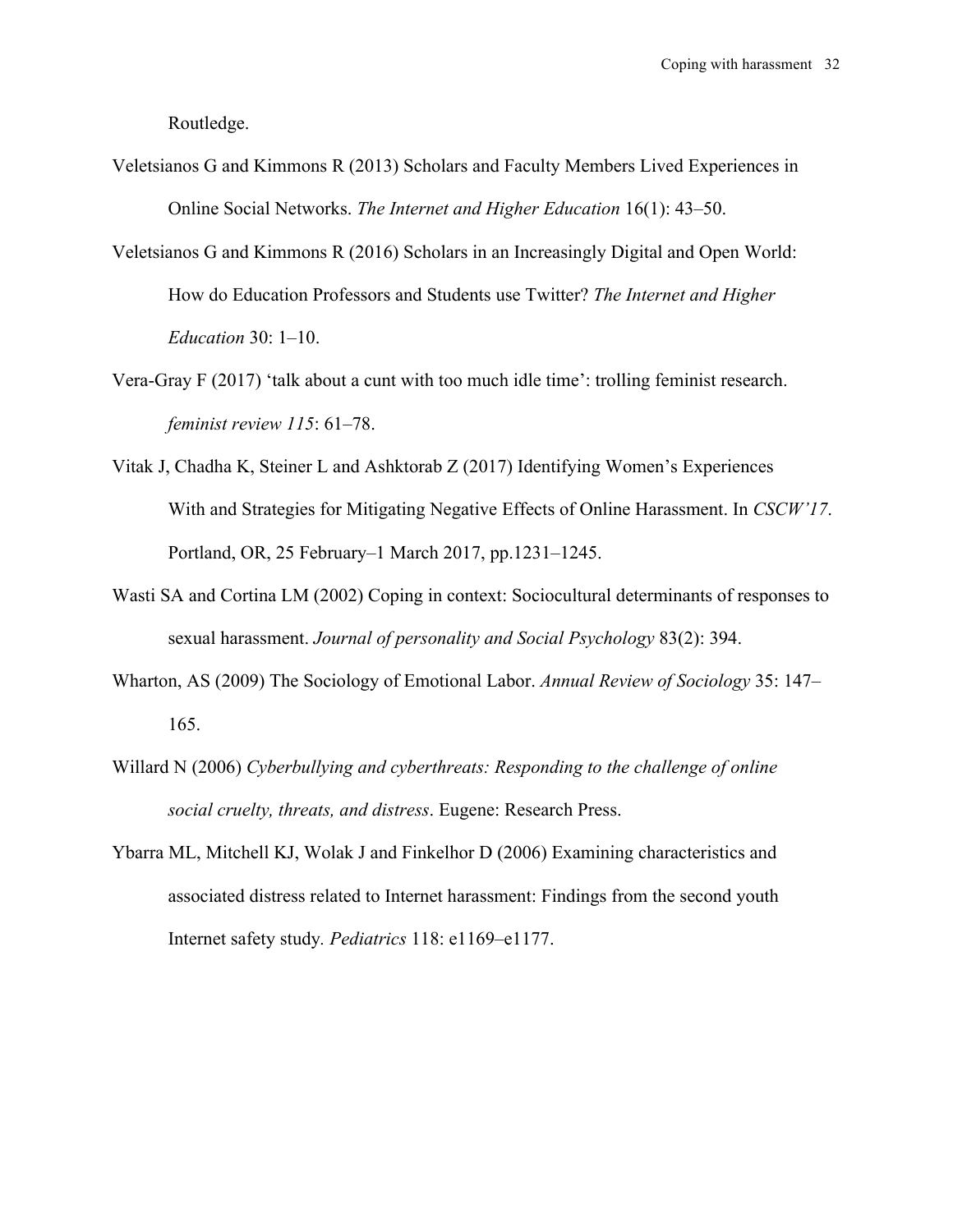Routledge.

Veletsianos G and Kimmons R (2013) Scholars and Faculty Members Lived Experiences in Online Social Networks. *The Internet and Higher Education* 16(1): 43–50.

Veletsianos G and Kimmons R (2016) Scholars in an Increasingly Digital and Open World: How do Education Professors and Students use Twitter? *The Internet and Higher Education* 30: 1–10.

Vera-Gray F (2017) 'talk about a cunt with too much idle time': trolling feminist research. *feminist review 115*: 61–78.

Vitak J, Chadha K, Steiner L and Ashktorab Z (2017) Identifying Women's Experiences With and Strategies for Mitigating Negative Effects of Online Harassment. In *CSCW'17*. Portland, OR, 25 February–1 March 2017, pp.1231–1245.

Wasti SA and Cortina LM (2002) Coping in context: Sociocultural determinants of responses to sexual harassment. *Journal of personality and Social Psychology* 83(2): 394.

Wharton, AS (2009) The Sociology of Emotional Labor. *Annual Review of Sociology* 35: 147–165.

Willard N (2006) *Cyberbullying and cyberthreats: Responding to the challenge of online social cruelty, threats, and distress*. Eugene: Research Press.

Ybarra ML, Mitchell KJ, Wolak J and Finkelhor D (2006) Examining characteristics and associated distress related to Internet harassment: Findings from the second youth Internet safety study. *Pediatrics* 118: e1169–e1177.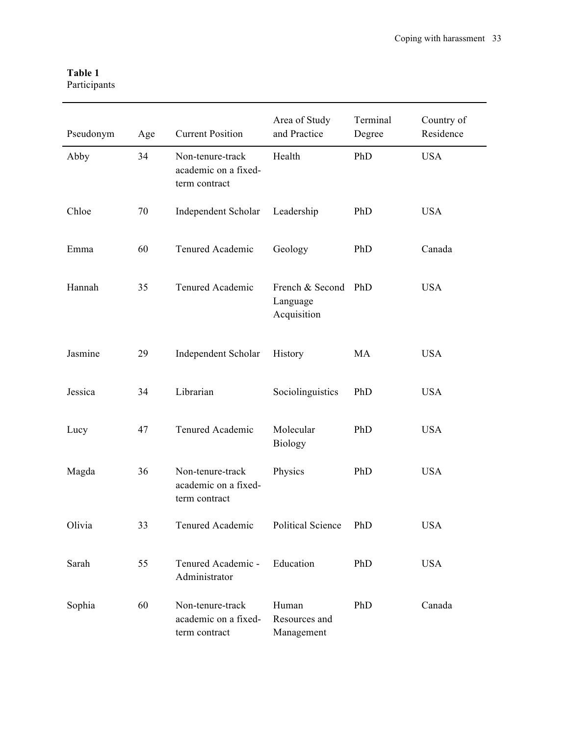**Table 1**
Participants

| Pseudonym | Age | Current Position | Area of Study and Practice | Terminal Degree | Country of Residence |
|---|---|---|---|---|---|
| Abby | 34 | Non-tenure-track academic on a fixed-term contract | Health | PhD | USA |
| Chloe | 70 | Independent Scholar | Leadership | PhD | USA |
| Emma | 60 | Tenured Academic | Geology | PhD | Canada |
| Hannah | 35 | Tenured Academic | French & Second Language Acquisition | PhD | USA |
| Jasmine | 29 | Independent Scholar | History | MA | USA |
| Jessica | 34 | Librarian | Sociolinguistics | PhD | USA |
| Lucy | 47 | Tenured Academic | Molecular Biology | PhD | USA |
| Magda | 36 | Non-tenure-track academic on a fixed-term contract | Physics | PhD | USA |
| Olivia | 33 | Tenured Academic | Political Science | PhD | USA |
| Sarah | 55 | Tenured Academic - Administrator | Education | PhD | USA |
| Sophia | 60 | Non-tenure-track academic on a fixed-term contract | Human Resources and Management | PhD | Canada |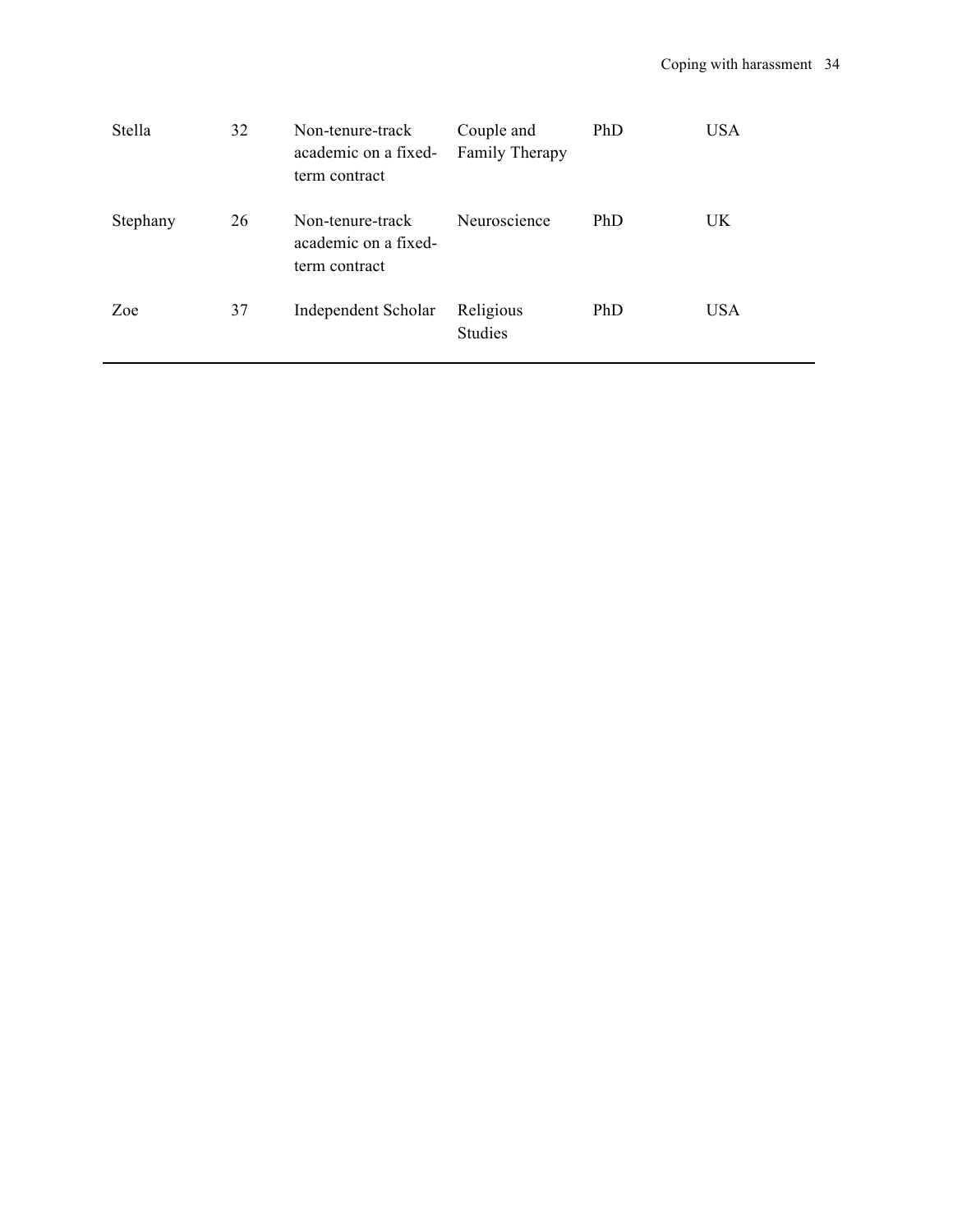| | | | | | |
|---|---|---|---|---|---|
| Stella | 32 | Non-tenure-track academic on a fixed-term contract | Couple and Family Therapy | PhD | USA |
| Stephany | 26 | Non-tenure-track academic on a fixed-term contract | Neuroscience | PhD | UK |
| Zoe | 37 | Independent Scholar | Religious Studies | PhD | USA |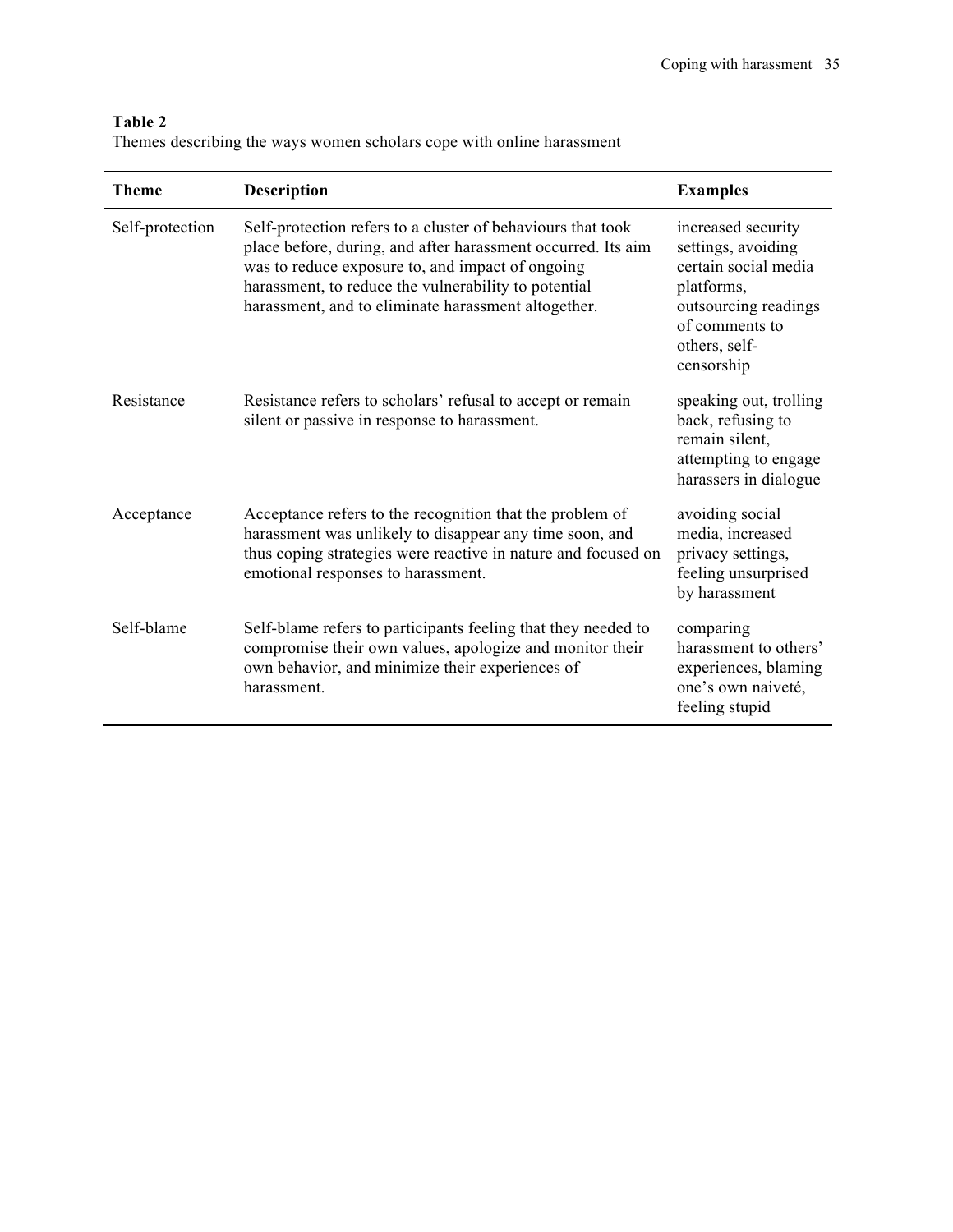**Table 2**
Themes describing the ways women scholars cope with online harassment

| Theme | Description | Examples |
|---|---|---|
| Self-protection | Self-protection refers to a cluster of behaviours that took place before, during, and after harassment occurred. Its aim was to reduce exposure to, and impact of ongoing harassment, to reduce the vulnerability to potential harassment, and to eliminate harassment altogether. | increased security settings, avoiding certain social media platforms, outsourcing readings of comments to others, self-censorship |
| Resistance | Resistance refers to scholars' refusal to accept or remain silent or passive in response to harassment. | speaking out, trolling back, refusing to remain silent, attempting to engage harassers in dialogue |
| Acceptance | Acceptance refers to the recognition that the problem of harassment was unlikely to disappear any time soon, and thus coping strategies were reactive in nature and focused on emotional responses to harassment. | avoiding social media, increased privacy settings, feeling unsurprised by harassment |
| Self-blame | Self-blame refers to participants feeling that they needed to compromise their own values, apologize and monitor their own behavior, and minimize their experiences of harassment. | comparing harassment to others' experiences, blaming one's own naiveté, feeling stupid |